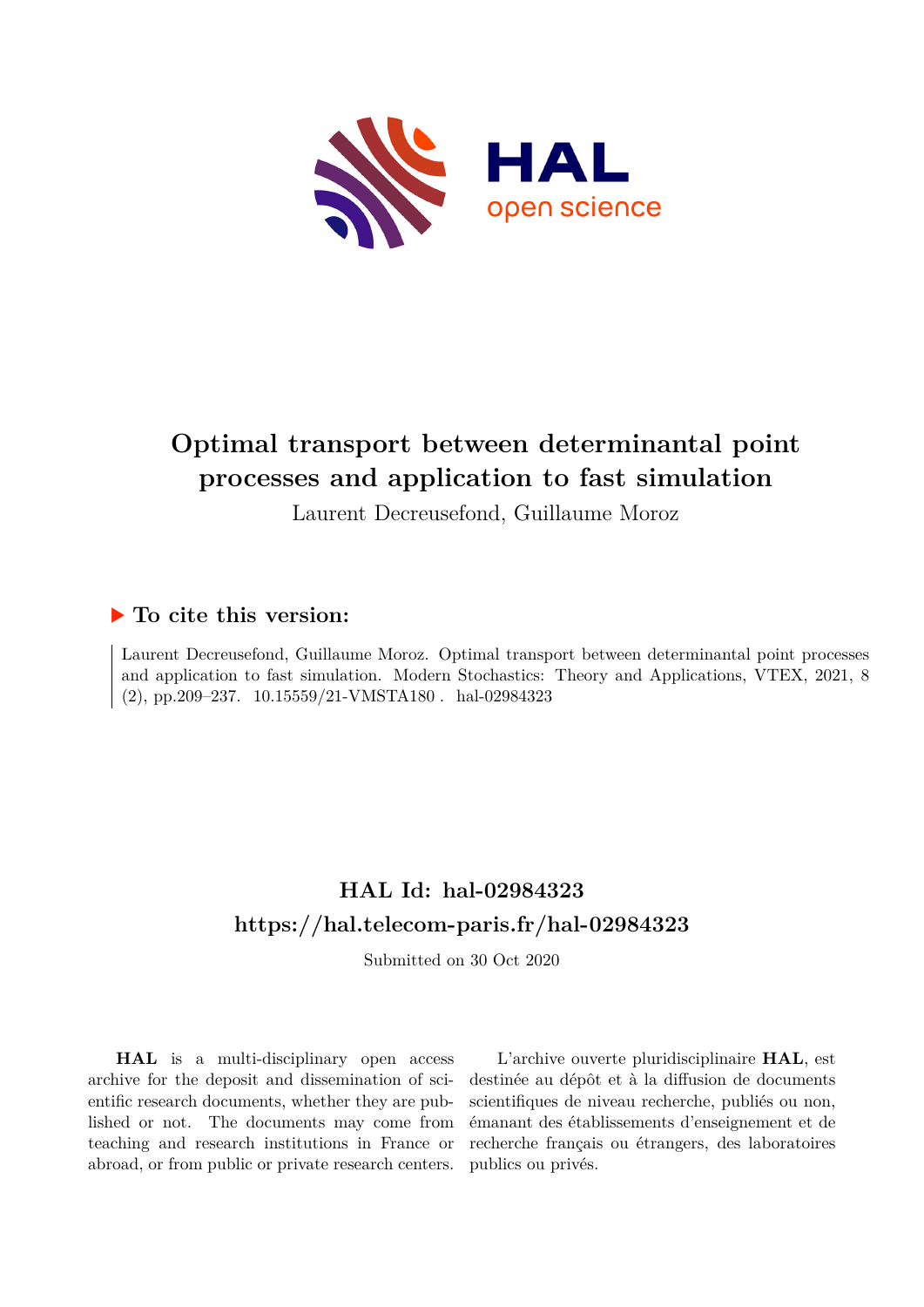# Optimal transport between determinantal point processes and application to fast simulation

Laurent Decreusefond, Guillaume Moroz

## ▶ To cite this version:

Laurent Decreusefond, Guillaume Moroz. Optimal transport between determinantal point processes and application to fast simulation. Modern Stochastics: Theory and Applications, VTEX, 2021, 8 (2), pp.209–237. 10.15559/21-VMSTA180 . hal-02984323

## HAL Id: hal-02984323

## https://hal.telecom-paris.fr/hal-02984323

Submitted on 30 Oct 2020

**HAL** is a multi-disciplinary open access archive for the deposit and dissemination of scientific research documents, whether they are published or not. The documents may come from teaching and research institutions in France or abroad, or from public or private research centers.

L'archive ouverte pluridisciplinaire **HAL**, est destinée au dépôt et à la diffusion de documents scientifiques de niveau recherche, publiés ou non, émanant des établissements d'enseignement et de recherche français ou étrangers, des laboratoires publics ou privés.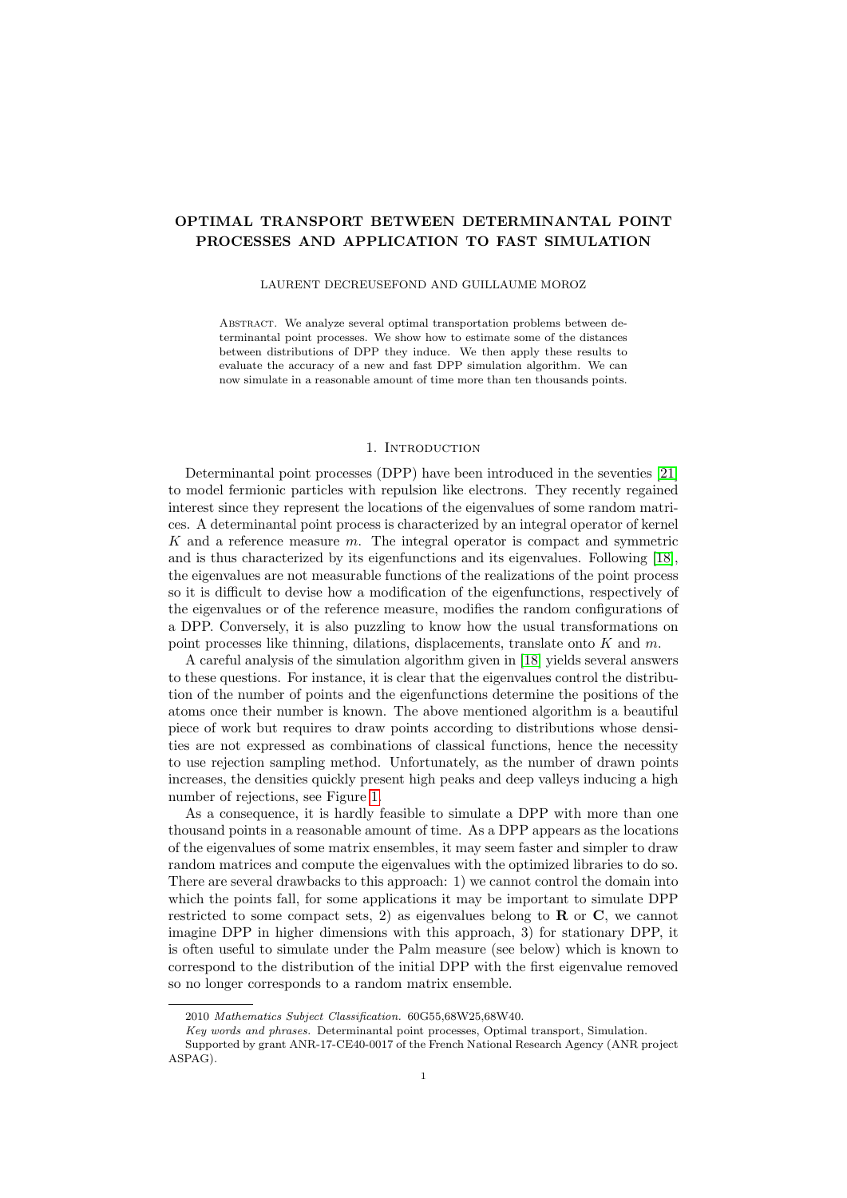# OPTIMAL TRANSPORT BETWEEN DETERMINANTAL POINT PROCESSES AND APPLICATION TO FAST SIMULATION

LAURENT DECREUSEFOND AND GUILLAUME MOROZ

Abstract. We analyze several optimal transportation problems between determinantal point processes. We show how to estimate some of the distances between distributions of DPP they induce. We then apply these results to evaluate the accuracy of a new and fast DPP simulation algorithm. We can now simulate in a reasonable amount of time more than ten thousands points.

## 1. Introduction

Determinantal point processes (DPP) have been introduced in the seventies [21] to model fermionic particles with repulsion like electrons. They recently regained interest since they represent the locations of the eigenvalues of some random matrices. A determinantal point process is characterized by an integral operator of kernel $K$ and a reference measure $m$. The integral operator is compact and symmetric and is thus characterized by its eigenfunctions and its eigenvalues. Following [18], the eigenvalues are not measurable functions of the realizations of the point process so it is difficult to devise how a modification of the eigenfunctions, respectively of the eigenvalues or of the reference measure, modifies the random configurations of a DPP. Conversely, it is also puzzling to know how the usual transformations on point processes like thinning, dilations, displacements, translate onto $K$ and $m$.

A careful analysis of the simulation algorithm given in [18] yields several answers to these questions. For instance, it is clear that the eigenvalues control the distribution of the number of points and the eigenfunctions determine the positions of the atoms once their number is known. The above mentioned algorithm is a beautiful piece of work but requires to draw points according to distributions whose densities are not expressed as combinations of classical functions, hence the necessity to use rejection sampling method. Unfortunately, as the number of drawn points increases, the densities quickly present high peaks and deep valleys inducing a high number of rejections, see Figure 1.

As a consequence, it is hardly feasible to simulate a DPP with more than one thousand points in a reasonable amount of time. As a DPP appears as the locations of the eigenvalues of some matrix ensembles, it may seem faster and simpler to draw random matrices and compute the eigenvalues with the optimized libraries to do so. There are several drawbacks to this approach: 1) we cannot control the domain into which the points fall, for some applications it may be important to simulate DPP restricted to some compact sets, 2) as eigenvalues belong to $\mathbf{R}$ or $\mathbf{C}$, we cannot imagine DPP in higher dimensions with this approach, 3) for stationary DPP, it is often useful to simulate under the Palm measure (see below) which is known to correspond to the distribution of the initial DPP with the first eigenvalue removed so no longer corresponds to a random matrix ensemble.

---

2010 *Mathematics Subject Classification.* 60G55,68W25,68W40.

*Key words and phrases.* Determinantal point processes, Optimal transport, Simulation.

Supported by grant ANR-17-CE40-0017 of the French National Research Agency (ANR project ASPAG).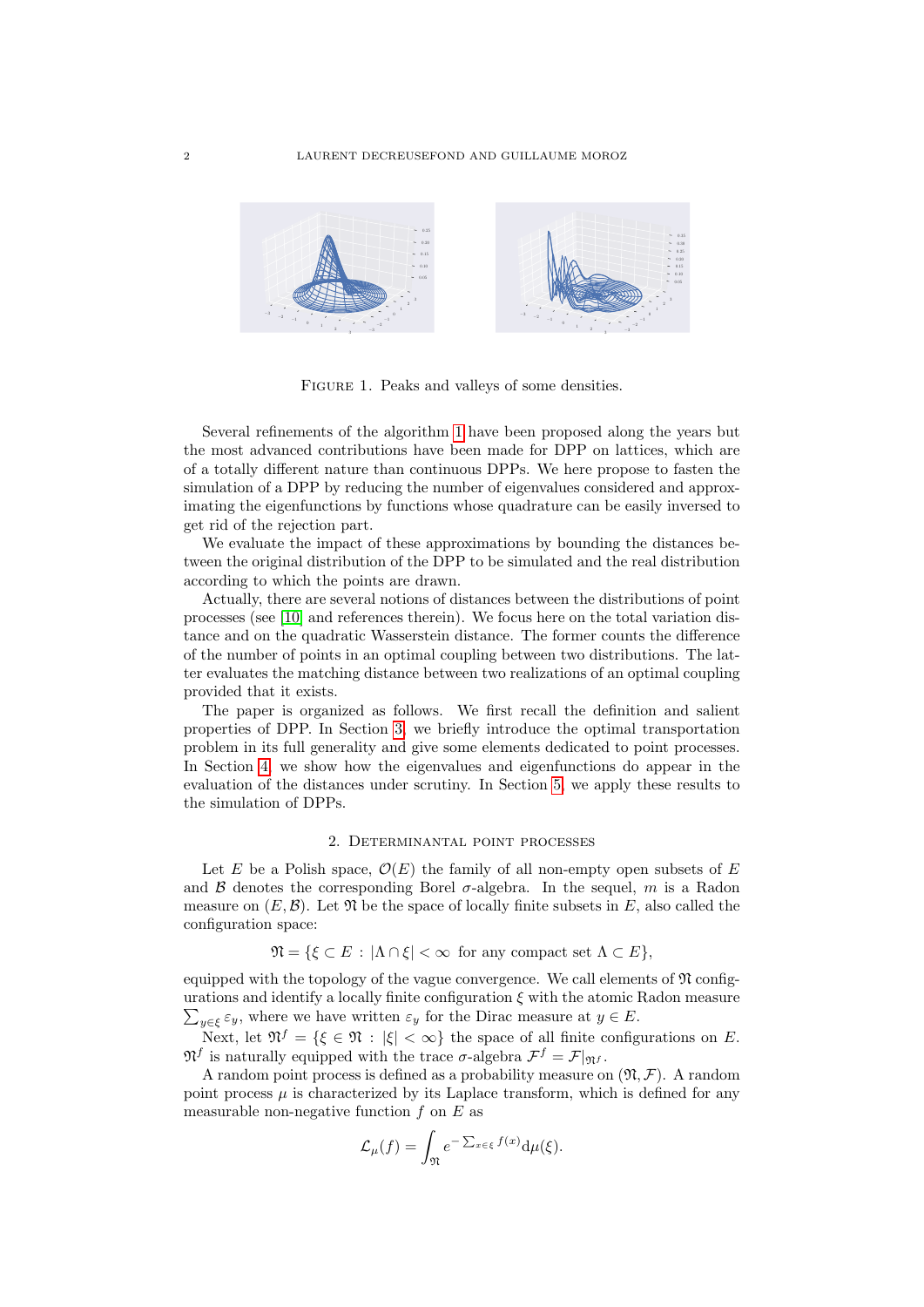Figure 1. Peaks and valleys of some densities.

Several refinements of the algorithm 1 have been proposed along the years but the most advanced contributions have been made for DPP on lattices, which are of a totally different nature than continuous DPPs. We here propose to fasten the simulation of a DPP by reducing the number of eigenvalues considered and approximating the eigenfunctions by functions whose quadrature can be easily inversed to get rid of the rejection part.

We evaluate the impact of these approximations by bounding the distances between the original distribution of the DPP to be simulated and the real distribution according to which the points are drawn.

Actually, there are several notions of distances between the distributions of point processes (see [10] and references therein). We focus here on the total variation distance and on the quadratic Wasserstein distance. The former counts the difference of the number of points in an optimal coupling between two distributions. The latter evaluates the matching distance between two realizations of an optimal coupling provided that it exists.

The paper is organized as follows. We first recall the definition and salient properties of DPP. In Section 3, we briefly introduce the optimal transportation problem in its full generality and give some elements dedicated to point processes. In Section 4, we show how the eigenvalues and eigenfunctions do appear in the evaluation of the distances under scrutiny. In Section 5, we apply these results to the simulation of DPPs.

## 2. Determinantal point processes

Let $E$ be a Polish space, $\mathcal{O}(E)$ the family of all non-empty open subsets of $E$ and $\mathcal{B}$ denotes the corresponding Borel $\sigma$-algebra. In the sequel, $m$ is a Radon measure on $(E, \mathcal{B})$. Let $\mathfrak{N}$ be the space of locally finite subsets in $E$, also called the configuration space:

$$\mathfrak{N} = \{\xi \subset E : |\Lambda \cap \xi| < \infty \text{ for any compact set } \Lambda \subset E\},$$

equipped with the topology of the vague convergence. We call elements of $\mathfrak{N}$ configurations and identify a locally finite configuration $\xi$ with the atomic Radon measure $\sum_{y \in \xi} \varepsilon_y$, where we have written $\varepsilon_y$ for the Dirac measure at $y \in E$.

Next, let $\mathfrak{N}^f = \{\xi \in \mathfrak{N} : |\xi| < \infty\}$ the space of all finite configurations on $E$. $\mathfrak{N}^f$ is naturally equipped with the trace $\sigma$-algebra $\mathcal{F}^f = \mathcal{F}|_{\mathfrak{N}^f}$.

A random point process is defined as a probability measure on $(\mathfrak{N}, \mathcal{F})$. A random point process $\mu$ is characterized by its Laplace transform, which is defined for any measurable non-negative function $f$ on $E$ as

$$\mathcal{L}_\mu(f) = \int_{\mathfrak{N}} e^{-\sum_{x \in \xi} f(x)} \mathrm{d}\mu(\xi).$$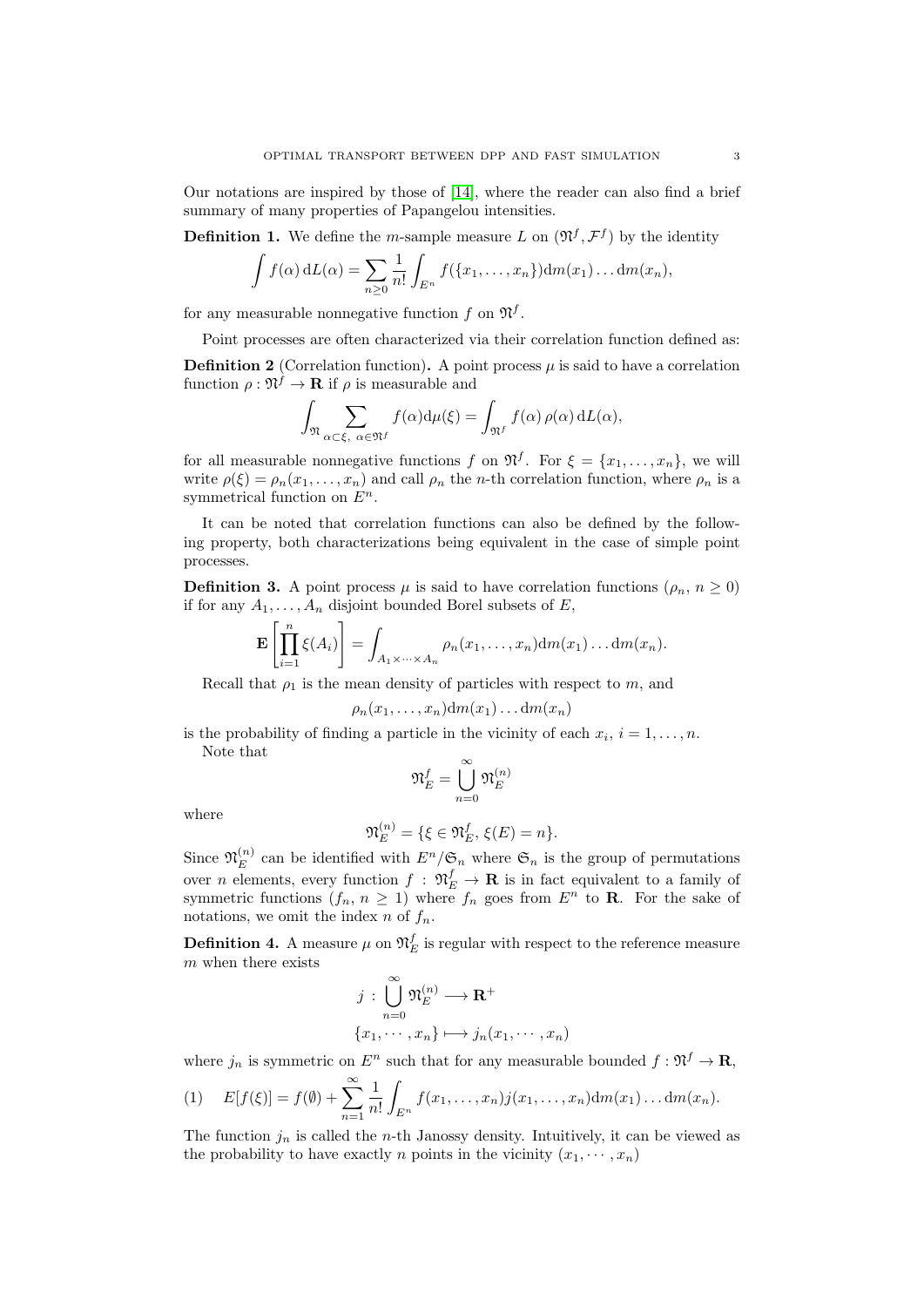Our notations are inspired by those of [14], where the reader can also find a brief summary of many properties of Papangelou intensities.

**Definition 1.** We define the $m$-sample measure $L$ on $(\mathfrak{N}^f, \mathcal{F}^f)$ by the identity

$$\int f(\alpha)\, \mathrm{d}L(\alpha) = \sum_{n\geq 0} \frac{1}{n!} \int_{E^n} f(\{x_1, \ldots, x_n\}) \mathrm{d}m(x_1) \ldots \mathrm{d}m(x_n),$$

for any measurable nonnegative function $f$ on $\mathfrak{N}^f$.

Point processes are often characterized via their correlation function defined as:

**Definition 2** (Correlation function)**.** A point process $\mu$ is said to have a correlation function $\rho : \mathfrak{N}^f \to \mathbf{R}$ if $\rho$ is measurable and

$$\int_{\mathfrak{N}} \sum_{\alpha\subset\xi,\ \alpha\in\mathfrak{N}^f} f(\alpha) \mathrm{d}\mu(\xi) = \int_{\mathfrak{N}^f} f(\alpha)\, \rho(\alpha)\, \mathrm{d}L(\alpha),$$

for all measurable nonnegative functions $f$ on $\mathfrak{N}^f$. For $\xi = \{x_1, \ldots, x_n\}$, we will write $\rho(\xi) = \rho_n(x_1, \ldots, x_n)$ and call $\rho_n$ the $n$-th correlation function, where $\rho_n$ is a symmetrical function on $E^n$.

It can be noted that correlation functions can also be defined by the following property, both characterizations being equivalent in the case of simple point processes.

**Definition 3.** A point process $\mu$ is said to have correlation functions $(\rho_n,\, n \geq 0)$ if for any $A_1, \ldots, A_n$ disjoint bounded Borel subsets of $E$,

$$\mathbf{E}\left[\prod_{i=1}^{n} \xi(A_i)\right] = \int_{A_1\times\cdots\times A_n} \rho_n(x_1, \ldots, x_n) \mathrm{d}m(x_1) \ldots \mathrm{d}m(x_n).$$

Recall that $\rho_1$ is the mean density of particles with respect to $m$, and

$$\rho_n(x_1, \ldots, x_n) \mathrm{d}m(x_1) \ldots \mathrm{d}m(x_n)$$

is the probability of finding a particle in the vicinity of each $x_i$, $i = 1, \ldots, n$.

Note that

$$\mathfrak{N}_E^f = \bigcup_{n=0}^{\infty} \mathfrak{N}_E^{(n)}$$

where

$$\mathfrak{N}_E^{(n)} = \{\xi \in \mathfrak{N}_E^f,\, \xi(E) = n\}.$$

Since $\mathfrak{N}_E^{(n)}$ can be identified with $E^n/\mathfrak{S}_n$ where $\mathfrak{S}_n$ is the group of permutations over $n$ elements, every function $f : \mathfrak{N}_E^f \to \mathbf{R}$ is in fact equivalent to a family of symmetric functions $(f_n,\, n \geq 1)$ where $f_n$ goes from $E^n$ to $\mathbf{R}$. For the sake of notations, we omit the index $n$ of $f_n$.

**Definition 4.** A measure $\mu$ on $\mathfrak{N}_E^f$ is regular with respect to the reference measure $m$ when there exists

$$j\,:\, \bigcup_{n=0}^{\infty} \mathfrak{N}_E^{(n)} \longrightarrow \mathbf{R}^+$$
$$\{x_1, \cdots, x_n\} \longmapsto j_n(x_1, \cdots, x_n)$$

where $j_n$ is symmetric on $E^n$ such that for any measurable bounded $f : \mathfrak{N}^f \to \mathbf{R}$,

$$E[f(\xi)] = f(\emptyset) + \sum_{n=1}^{\infty} \frac{1}{n!} \int_{E^n} f(x_1, \ldots, x_n) j(x_1, \ldots, x_n) \mathrm{d}m(x_1) \ldots \mathrm{d}m(x_n). \tag{1}$$

The function $j_n$ is called the $n$-th Janossy density. Intuitively, it can be viewed as the probability to have exactly $n$ points in the vicinity $(x_1, \cdots, x_n)$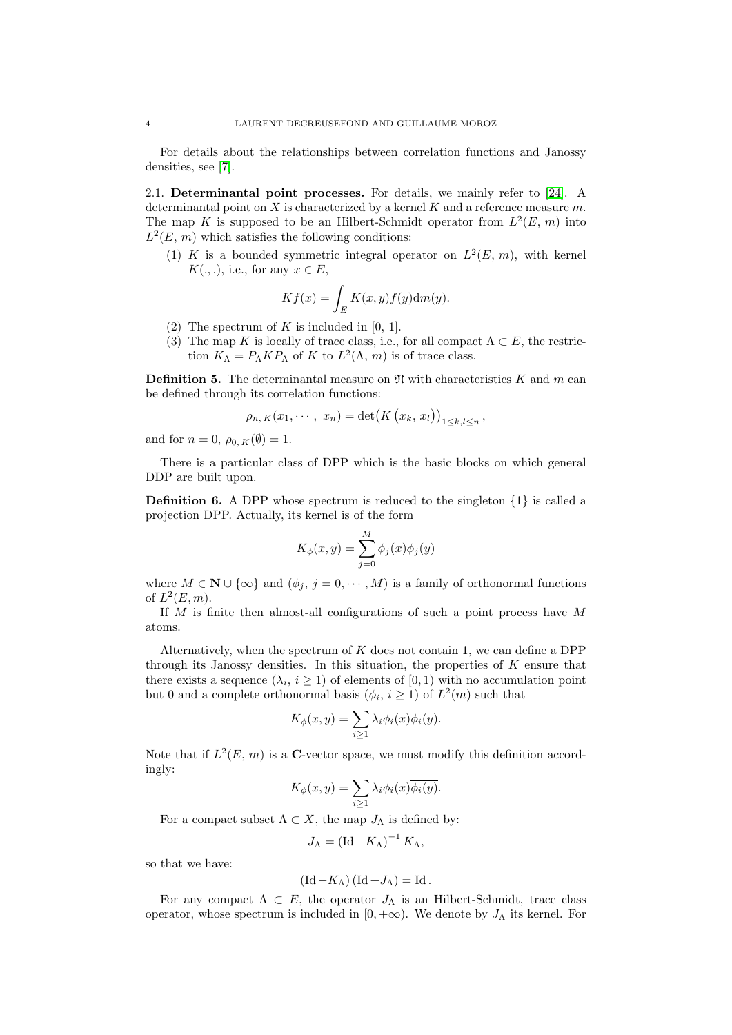For details about the relationships between correlation functions and Janossy densities, see [7].

### 2.1. Determinantal point processes.

For details, we mainly refer to [24]. A determinantal point on $X$ is characterized by a kernel $K$ and a reference measure $m$. The map $K$ is supposed to be an Hilbert-Schmidt operator from $L^2(E,\, m)$ into $L^2(E,\, m)$ which satisfies the following conditions:

(1) $K$ is a bounded symmetric integral operator on $L^2(E,\, m)$, with kernel $K(.,.)$, i.e., for any $x \in E$,

$$Kf(x) = \int_E K(x,y) f(y) \mathrm{d}m(y).$$

(2) The spectrum of $K$ is included in $[0,\, 1]$.

(3) The map $K$ is locally of trace class, i.e., for all compact $\Lambda \subset E$, the restriction $K_\Lambda = P_\Lambda K P_\Lambda$ of $K$ to $L^2(\Lambda,\, m)$ is of trace class.

**Definition 5.** The determinantal measure on $\mathfrak{N}$ with characteristics $K$ and $m$ can be defined through its correlation functions:

$$\rho_{n,\, K}(x_1, \cdots,\, x_n) = \det\bigl(K\left(x_k,\, x_l\right)\bigr)_{1 \le k,l \le n},$$

and for $n = 0$, $\rho_{0,\, K}(\emptyset) = 1$.

There is a particular class of DPP which is the basic blocks on which general DDP are built upon.

**Definition 6.** A DPP whose spectrum is reduced to the singleton $\{1\}$ is called a projection DPP. Actually, its kernel is of the form

$$K_\phi(x,y) = \sum_{j=0}^{M} \phi_j(x) \phi_j(y)$$

where $M \in \mathbf{N} \cup \{\infty\}$ and $(\phi_j,\, j = 0, \cdots, M)$ is a family of orthonormal functions of $L^2(E, m)$.

If $M$ is finite then almost-all configurations of such a point process have $M$ atoms.

Alternatively, when the spectrum of $K$ does not contain 1, we can define a DPP through its Janossy densities. In this situation, the properties of $K$ ensure that there exists a sequence $(\lambda_i,\, i \ge 1)$ of elements of $[0, 1)$ with no accumulation point but 0 and a complete orthonormal basis $(\phi_i,\, i \ge 1)$ of $L^2(m)$ such that

$$K_\phi(x,y) = \sum_{i \ge 1} \lambda_i \phi_i(x) \phi_i(y).$$

Note that if $L^2(E,\, m)$ is a $\mathbf{C}$-vector space, we must modify this definition accordingly:

$$K_\phi(x,y) = \sum_{i \ge 1} \lambda_i \phi_i(x) \overline{\phi_i(y)}.$$

For a compact subset $\Lambda \subset X$, the map $J_\Lambda$ is defined by:

$$J_\Lambda = \left(\mathrm{Id} - K_\Lambda\right)^{-1} K_\Lambda,$$

so that we have:

$$\left(\mathrm{Id} - K_\Lambda\right)\left(\mathrm{Id} + J_\Lambda\right) = \mathrm{Id}.$$

For any compact $\Lambda \subset E$, the operator $J_\Lambda$ is an Hilbert-Schmidt, trace class operator, whose spectrum is included in $[0, +\infty)$. We denote by $J_\Lambda$ its kernel. For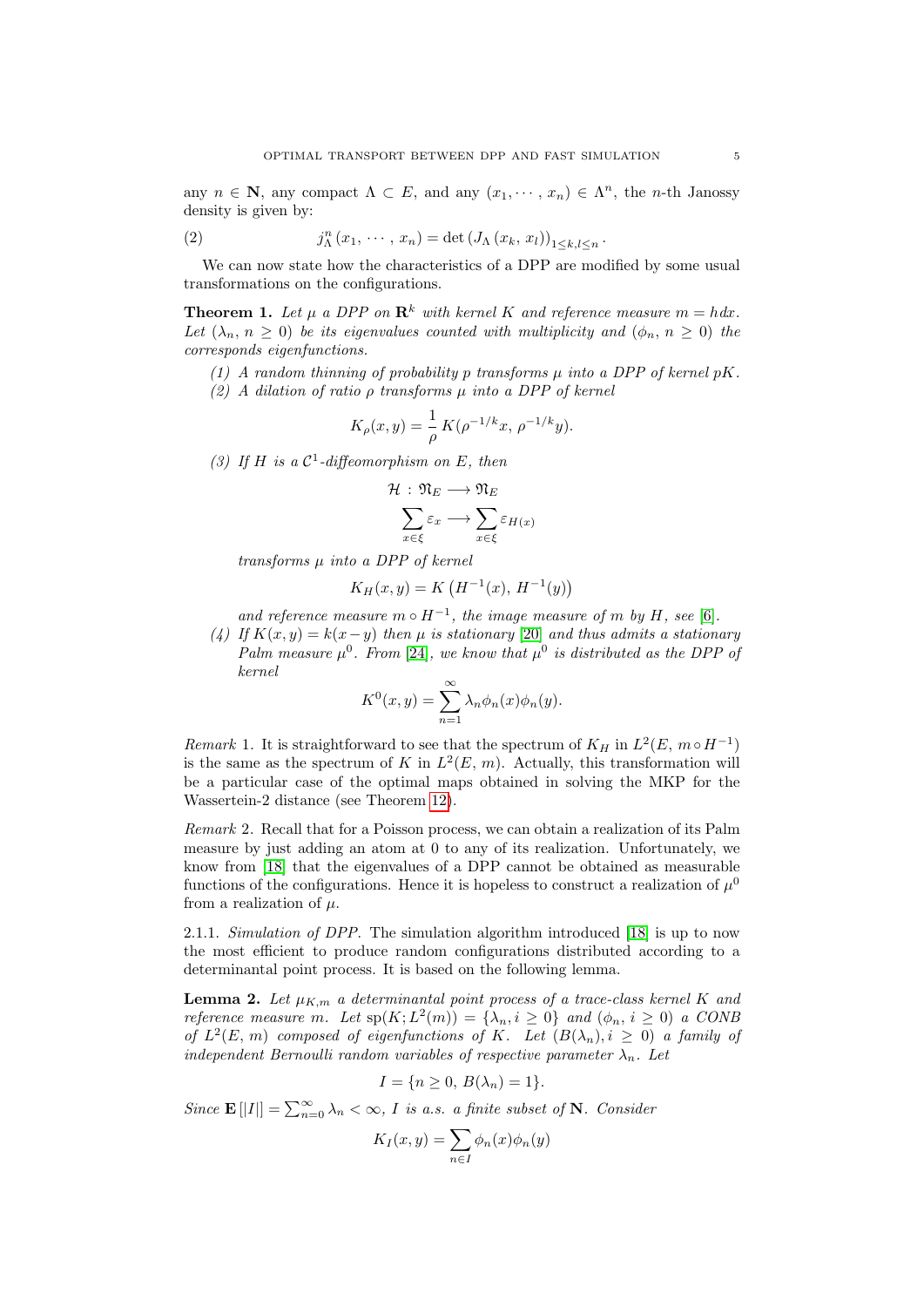any $n \in \mathbf{N}$, any compact $\Lambda \subset E$, and any $(x_1, \cdots, x_n) \in \Lambda^n$, the $n$-th Janossy density is given by:

$$j_\Lambda^n (x_1, \cdots, x_n) = \det \left(J_\Lambda (x_k, x_l)\right)_{1 \le k,l \le n}. \tag{2}$$

We can now state how the characteristics of a DPP are modified by some usual transformations on the configurations.

**Theorem 1.** *Let $\mu$ a DPP on $\mathbf{R}^k$ with kernel $K$ and reference measure $m = h dx$. Let $(\lambda_n, n \ge 0)$ be its eigenvalues counted with multiplicity and $(\phi_n, n \ge 0)$ the corresponds eigenfunctions.*

*(1) A random thinning of probability $p$ transforms $\mu$ into a DPP of kernel $pK$.*

*(2) A dilation of ratio $\rho$ transforms $\mu$ into a DPP of kernel*

$$K_\rho(x, y) = \frac{1}{\rho} K(\rho^{-1/k} x, \rho^{-1/k} y).$$

*(3) If $H$ is a $\mathcal{C}^1$-diffeomorphism on $E$, then*

$$\mathcal{H} : \mathfrak{N}_E \longrightarrow \mathfrak{N}_E$$
$$\sum_{x \in \xi} \varepsilon_x \longrightarrow \sum_{x \in \xi} \varepsilon_{H(x)}$$

*transforms $\mu$ into a DPP of kernel*

$$K_H(x, y) = K\left(H^{-1}(x), H^{-1}(y)\right)$$

*and reference measure $m \circ H^{-1}$, the image measure of $m$ by $H$, see [6].*

*(4) If $K(x, y) = k(x - y)$ then $\mu$ is stationary [20] and thus admits a stationary Palm measure $\mu^0$. From [24], we know that $\mu^0$ is distributed as the DPP of kernel*

$$K^0(x, y) = \sum_{n=1}^{\infty} \lambda_n \phi_n(x) \phi_n(y).$$

*Remark* 1. It is straightforward to see that the spectrum of $K_H$ in $L^2(E, m \circ H^{-1})$ is the same as the spectrum of $K$ in $L^2(E, m)$. Actually, this transformation will be a particular case of the optimal maps obtained in solving the MKP for the Wassertein-2 distance (see Theorem 12).

*Remark* 2. Recall that for a Poisson process, we can obtain a realization of its Palm measure by just adding an atom at 0 to any of its realization. Unfortunately, we know from [18] that the eigenvalues of a DPP cannot be obtained as measurable functions of the configurations. Hence it is hopeless to construct a realization of $\mu^0$ from a realization of $\mu$.

2.1.1. *Simulation of DPP.* The simulation algorithm introduced [18] is up to now the most efficient to produce random configurations distributed according to a determinantal point process. It is based on the following lemma.

**Lemma 2.** *Let $\mu_{K,m}$ a determinantal point process of a trace-class kernel $K$ and reference measure $m$. Let $\text{sp}(K; L^2(m)) = \{\lambda_n, i \ge 0\}$ and $(\phi_n, i \ge 0)$ a CONB of $L^2(E, m)$ composed of eigenfunctions of $K$. Let $(B(\lambda_n), i \ge 0)$ a family of independent Bernoulli random variables of respective parameter $\lambda_n$. Let*

$$I = \{n \ge 0, B(\lambda_n) = 1\}.$$

*Since $\mathbf{E}[|I|] = \sum_{n=0}^{\infty} \lambda_n < \infty$, $I$ is a.s. a finite subset of $\mathbf{N}$. Consider*

$$K_I(x, y) = \sum_{n \in I} \phi_n(x) \phi_n(y)$$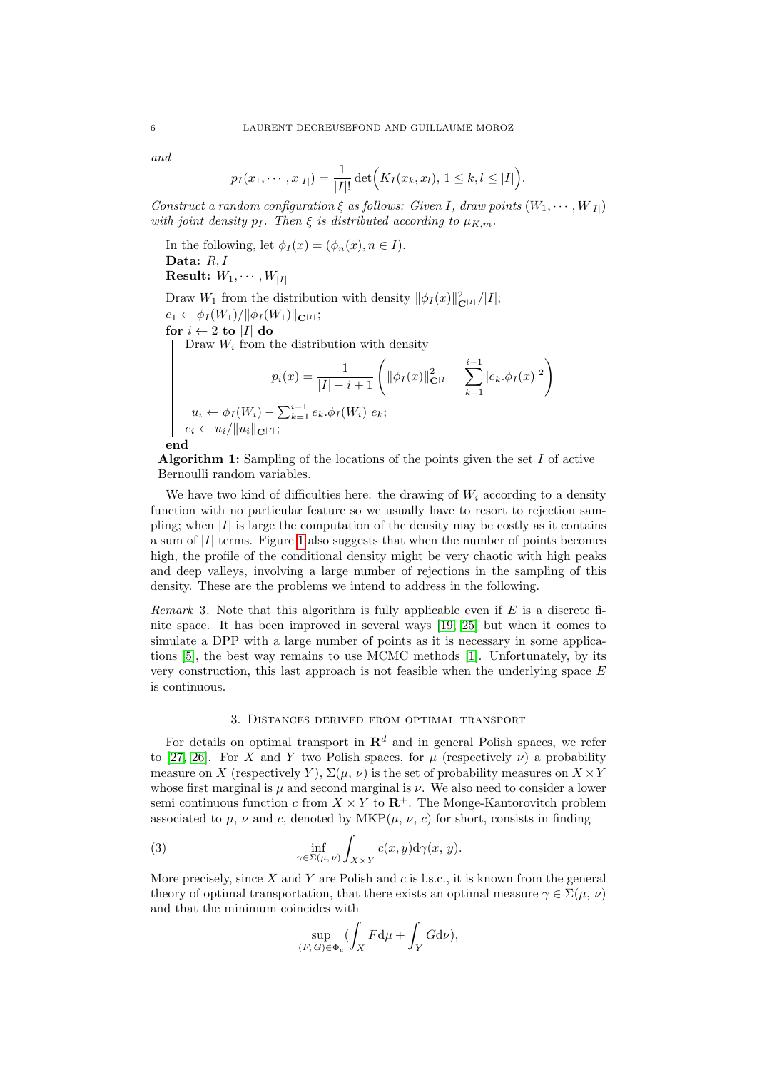*and*

$$p_I(x_1, \cdots, x_{|I|}) = \frac{1}{|I|!} \det\Big(K_I(x_k, x_l),\, 1 \le k, l \le |I|\Big).$$

*Construct a random configuration $\xi$ as follows: Given $I$, draw points $(W_1, \cdots, W_{|I|})$ with joint density $p_I$. Then $\xi$ is distributed according to $\mu_{K,m}$.*

In the following, let $\phi_I(x) = (\phi_n(x), n \in I)$.

**Data:** $R, I$

**Result:** $W_1, \cdots, W_{|I|}$

Draw $W_1$ from the distribution with density $\|\phi_I(x)\|^2_{\mathbf{C}^{|I|}}/|I|$;

$e_1 \leftarrow \phi_I(W_1)/\|\phi_I(W_1)\|_{\mathbf{C}^{|I|}}$;

**for** $i \leftarrow 2$ **to** $|I|$ **do**

  Draw $W_i$ from the distribution with density

$$p_i(x) = \frac{1}{|I| - i + 1}\left(\|\phi_I(x)\|^2_{\mathbf{C}^{|I|}} - \sum_{k=1}^{i-1} |e_k.\phi_I(x)|^2\right)$$

  $u_i \leftarrow \phi_I(W_i) - \sum_{k=1}^{i-1} e_k.\phi_I(W_i)\ e_k$;

  $e_i \leftarrow u_i/\|u_i\|_{\mathbf{C}^{|I|}}$;

**end**

**Algorithm 1:** Sampling of the locations of the points given the set $I$ of active Bernoulli random variables.

We have two kind of difficulties here: the drawing of $W_i$ according to a density function with no particular feature so we usually have to resort to rejection sampling; when $|I|$ is large the computation of the density may be costly as it contains a sum of $|I|$ terms. Figure 1 also suggests that when the number of points becomes high, the profile of the conditional density might be very chaotic with high peaks and deep valleys, involving a large number of rejections in the sampling of this density. These are the problems we intend to address in the following.

*Remark* 3. Note that this algorithm is fully applicable even if $E$ is a discrete finite space. It has been improved in several ways [19, 25] but when it comes to simulate a DPP with a large number of points as it is necessary in some applications [5], the best way remains to use MCMC methods [1]. Unfortunately, by its very construction, this last approach is not feasible when the underlying space $E$ is continuous.

## 3. Distances derived from optimal transport

For details on optimal transport in $\mathbf{R}^d$ and in general Polish spaces, we refer to [27, 26]. For $X$ and $Y$ two Polish spaces, for $\mu$ (respectively $\nu$) a probability measure on $X$ (respectively $Y$), $\Sigma(\mu, \nu)$ is the set of probability measures on $X \times Y$ whose first marginal is $\mu$ and second marginal is $\nu$. We also need to consider a lower semi continuous function $c$ from $X \times Y$ to $\mathbf{R}^+$. The Monge-Kantorovitch problem associated to $\mu$, $\nu$ and $c$, denoted by $\mathrm{MKP}(\mu, \nu, c)$ for short, consists in finding

$$\inf_{\gamma \in \Sigma(\mu, \nu)} \int_{X \times Y} c(x, y) \mathrm{d}\gamma(x, y). \tag{3}$$

More precisely, since $X$ and $Y$ are Polish and $c$ is l.s.c., it is known from the general theory of optimal transportation, that there exists an optimal measure $\gamma \in \Sigma(\mu, \nu)$ and that the minimum coincides with

$$\sup_{(F, G) \in \Phi_c} \Big(\int_X F \mathrm{d}\mu + \int_Y G \mathrm{d}\nu\Big),$$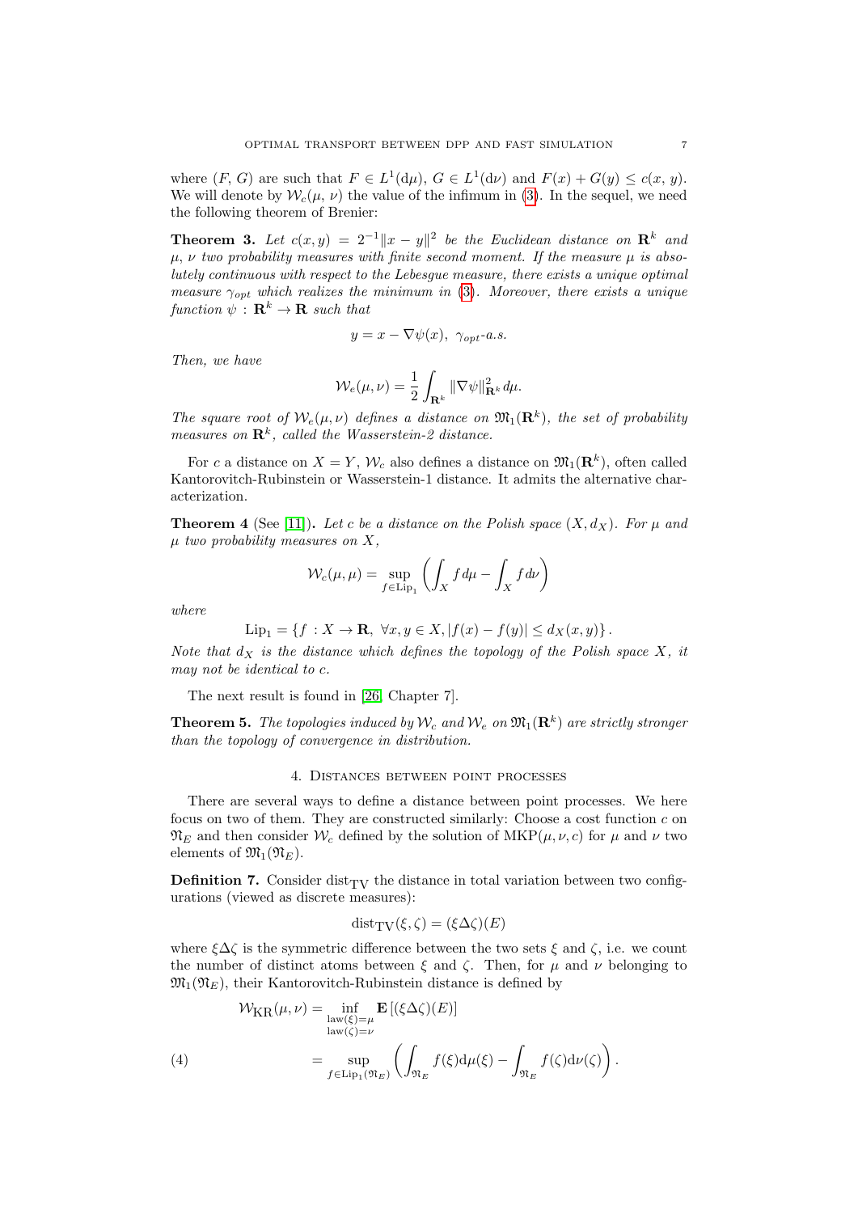where $(F, G)$ are such that $F \in L^1(\mathrm{d}\mu)$, $G \in L^1(\mathrm{d}\nu)$ and $F(x) + G(y) \leq c(x, y)$. We will denote by $\mathcal{W}_c(\mu, \nu)$ the value of the infimum in (3). In the sequel, we need the following theorem of Brenier:

**Theorem 3.** *Let $c(x,y) = 2^{-1}\|x - y\|^2$ be the Euclidean distance on $\mathbf{R}^k$ and $\mu$, $\nu$ two probability measures with finite second moment. If the measure $\mu$ is absolutely continuous with respect to the Lebesgue measure, there exists a unique optimal measure $\gamma_{opt}$ which realizes the minimum in (3). Moreover, there exists a unique function $\psi : \mathbf{R}^k \to \mathbf{R}$ such that*

$$y = x - \nabla\psi(x),\ \gamma_{opt}\text{-a.s.}$$

*Then, we have*

$$\mathcal{W}_e(\mu, \nu) = \frac{1}{2}\int_{\mathbf{R}^k} \|\nabla\psi\|^2_{\mathbf{R}^k}\, d\mu.$$

*The square root of $\mathcal{W}_e(\mu, \nu)$ defines a distance on $\mathfrak{M}_1(\mathbf{R}^k)$, the set of probability measures on $\mathbf{R}^k$, called the Wasserstein-2 distance.*

For $c$ a distance on $X = Y$, $\mathcal{W}_c$ also defines a distance on $\mathfrak{M}_1(\mathbf{R}^k)$, often called Kantorovitch-Rubinstein or Wasserstein-1 distance. It admits the alternative characterization.

**Theorem 4** (See [11])**.** *Let $c$ be a distance on the Polish space $(X, d_X)$. For $\mu$ and $\mu$ two probability measures on $X$,*

$$\mathcal{W}_c(\mu, \mu) = \sup_{f \in \mathrm{Lip}_1} \left( \int_X f\, d\mu - \int_X f\, d\nu \right)$$

*where*

$$\mathrm{Lip}_1 = \{f : X \to \mathbf{R},\ \forall x, y \in X, |f(x) - f(y)| \leq d_X(x, y)\}.$$

*Note that $d_X$ is the distance which defines the topology of the Polish space $X$, it may not be identical to $c$.*

The next result is found in [26, Chapter 7].

**Theorem 5.** *The topologies induced by $\mathcal{W}_c$ and $\mathcal{W}_e$ on $\mathfrak{M}_1(\mathbf{R}^k)$ are strictly stronger than the topology of convergence in distribution.*

## 4. Distances between point processes

There are several ways to define a distance between point processes. We here focus on two of them. They are constructed similarly: Choose a cost function $c$ on $\mathfrak{N}_E$ and then consider $\mathcal{W}_c$ defined by the solution of $\mathrm{MKP}(\mu, \nu, c)$ for $\mu$ and $\nu$ two elements of $\mathfrak{M}_1(\mathfrak{N}_E)$.

**Definition 7.** Consider $\mathrm{dist}_{\mathrm{TV}}$ the distance in total variation between two configurations (viewed as discrete measures):

$$\mathrm{dist}_{\mathrm{TV}}(\xi, \zeta) = (\xi \Delta \zeta)(E)$$

where $\xi \Delta \zeta$ is the symmetric difference between the two sets $\xi$ and $\zeta$, i.e. we count the number of distinct atoms between $\xi$ and $\zeta$. Then, for $\mu$ and $\nu$ belonging to $\mathfrak{M}_1(\mathfrak{N}_E)$, their Kantorovitch-Rubinstein distance is defined by

$$\begin{aligned}
\mathcal{W}_{\mathrm{KR}}(\mu, \nu) &= \inf_{\substack{\mathrm{law}(\xi) = \mu \\ \mathrm{law}(\zeta) = \nu}} \mathbf{E}\left[(\xi \Delta \zeta)(E)\right] \\
&= \sup_{f \in \mathrm{Lip}_1(\mathfrak{N}_E)} \left( \int_{\mathfrak{N}_E} f(\xi) \mathrm{d}\mu(\xi) - \int_{\mathfrak{N}_E} f(\zeta) \mathrm{d}\nu(\zeta) \right).
\end{aligned} \tag{4}$$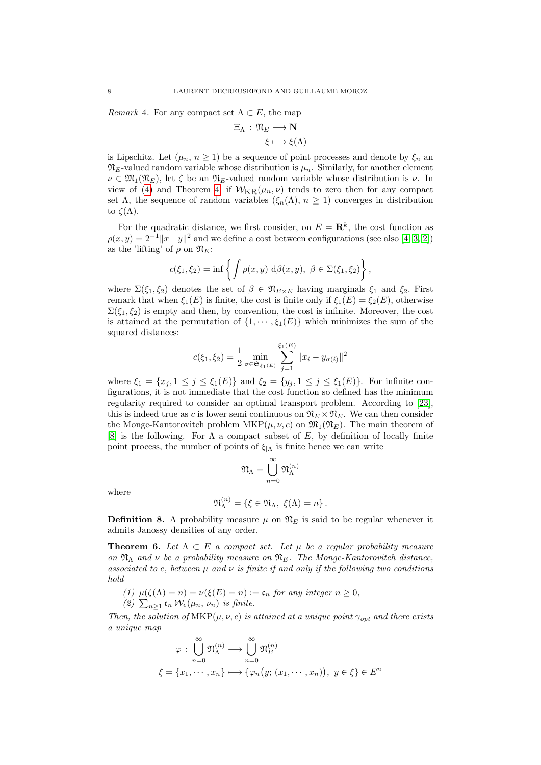*Remark* 4. For any compact set $\Lambda \subset E$, the map

$$\begin{aligned} \Xi_\Lambda \,:\, \mathfrak{N}_E &\longrightarrow \mathbf{N} \\ \xi &\longmapsto \xi(\Lambda) \end{aligned}$$

is Lipschitz. Let $(\mu_n,\, n\ge 1)$ be a sequence of point processes and denote by $\xi_n$ an $\mathfrak{N}_E$-valued random variable whose distribution is $\mu_n$. Similarly, for another element $\nu \in \mathfrak{M}_1(\mathfrak{N}_E)$, let $\zeta$ be an $\mathfrak{N}_E$-valued random variable whose distribution is $\nu$. In view of (4) and Theorem 4, if $\mathcal{W}_{\text{KR}}(\mu_n, \nu)$ tends to zero then for any compact set $\Lambda$, the sequence of random variables $(\xi_n(\Lambda),\, n\ge 1)$ converges in distribution to $\zeta(\Lambda)$.

For the quadratic distance, we first consider, on $E = \mathbf{R}^k$, the cost function as $\rho(x,y) = 2^{-1}\|x-y\|^2$ and we define a cost between configurations (see also [4, 3, 2]) as the 'lifting' of $\rho$ on $\mathfrak{N}_E$:

$$c(\xi_1, \xi_2) = \inf\left\{ \int \rho(x,y)\, \mathrm{d}\beta(x,y),\ \beta \in \Sigma(\xi_1,\xi_2) \right\},$$

where $\Sigma(\xi_1,\xi_2)$ denotes the set of $\beta \in \mathfrak{N}_{E\times E}$ having marginals $\xi_1$ and $\xi_2$. First remark that when $\xi_1(E)$ is finite, the cost is finite only if $\xi_1(E) = \xi_2(E)$, otherwise $\Sigma(\xi_1,\xi_2)$ is empty and then, by convention, the cost is infinite. Moreover, the cost is attained at the permutation of $\{1,\cdots,\xi_1(E)\}$ which minimizes the sum of the squared distances:

$$c(\xi_1,\xi_2) = \frac{1}{2} \min_{\sigma \in \mathfrak{S}_{\xi_1(E)}} \sum_{j=1}^{\xi_1(E)} \|x_i - y_{\sigma(i)}\|^2$$

where $\xi_1 = \{x_j, 1 \le j \le \xi_1(E)\}$ and $\xi_2 = \{y_j, 1\le j \le \xi_1(E)\}$. For infinite configurations, it is not immediate that the cost function so defined has the minimum regularity required to consider an optimal transport problem. According to [23], this is indeed true as $c$ is lower semi continuous on $\mathfrak{N}_E \times \mathfrak{N}_E$. We can then consider the Monge-Kantorovitch problem $\mathrm{MKP}(\mu,\nu,c)$ on $\mathfrak{M}_1(\mathfrak{N}_E)$. The main theorem of [8] is the following. For $\Lambda$ a compact subset of $E$, by definition of locally finite point process, the number of points of $\xi_{|\Lambda}$ is finite hence we can write

$$\mathfrak{N}_\Lambda = \bigcup_{n=0}^{\infty} \mathfrak{N}_\Lambda^{(n)}$$

where

$$\mathfrak{N}_\Lambda^{(n)} = \{\xi \in \mathfrak{N}_\Lambda,\ \xi(\Lambda) = n\}.$$

**Definition 8.** A probability measure $\mu$ on $\mathfrak{N}_E$ is said to be regular whenever it admits Janossy densities of any order.

**Theorem 6.** *Let $\Lambda \subset E$ a compact set. Let $\mu$ be a regular probability measure on $\mathfrak{N}_\Lambda$ and $\nu$ be a probability measure on $\mathfrak{N}_E$. The Monge-Kantorovitch distance, associated to $c$, between $\mu$ and $\nu$ is finite if and only if the following two conditions hold*

*(1) $\mu(\zeta(\Lambda)=n) = \nu(\xi(E)=n) := \mathfrak{c}_n$ for any integer $n \ge 0$,*
*(2) $\sum_{n\ge 1} \mathfrak{c}_n\, \mathcal{W}_e(\mu_n,\, \nu_n)$ is finite.*

*Then, the solution of $\mathrm{MKP}(\mu,\nu,c)$ is attained at a unique point $\gamma_{opt}$ and there exists a unique map*

$$\begin{aligned} \varphi \,:\, \bigcup_{n=0}^{\infty} \mathfrak{N}_\Lambda^{(n)} &\longrightarrow \bigcup_{n=0}^{\infty} \mathfrak{N}_E^{(n)} \\ \xi = \{x_1,\cdots,x_n\} &\longmapsto \{\varphi_n\big(y;\, (x_1,\cdots,x_n)\big),\ y\in\xi\} \in E^n \end{aligned}$$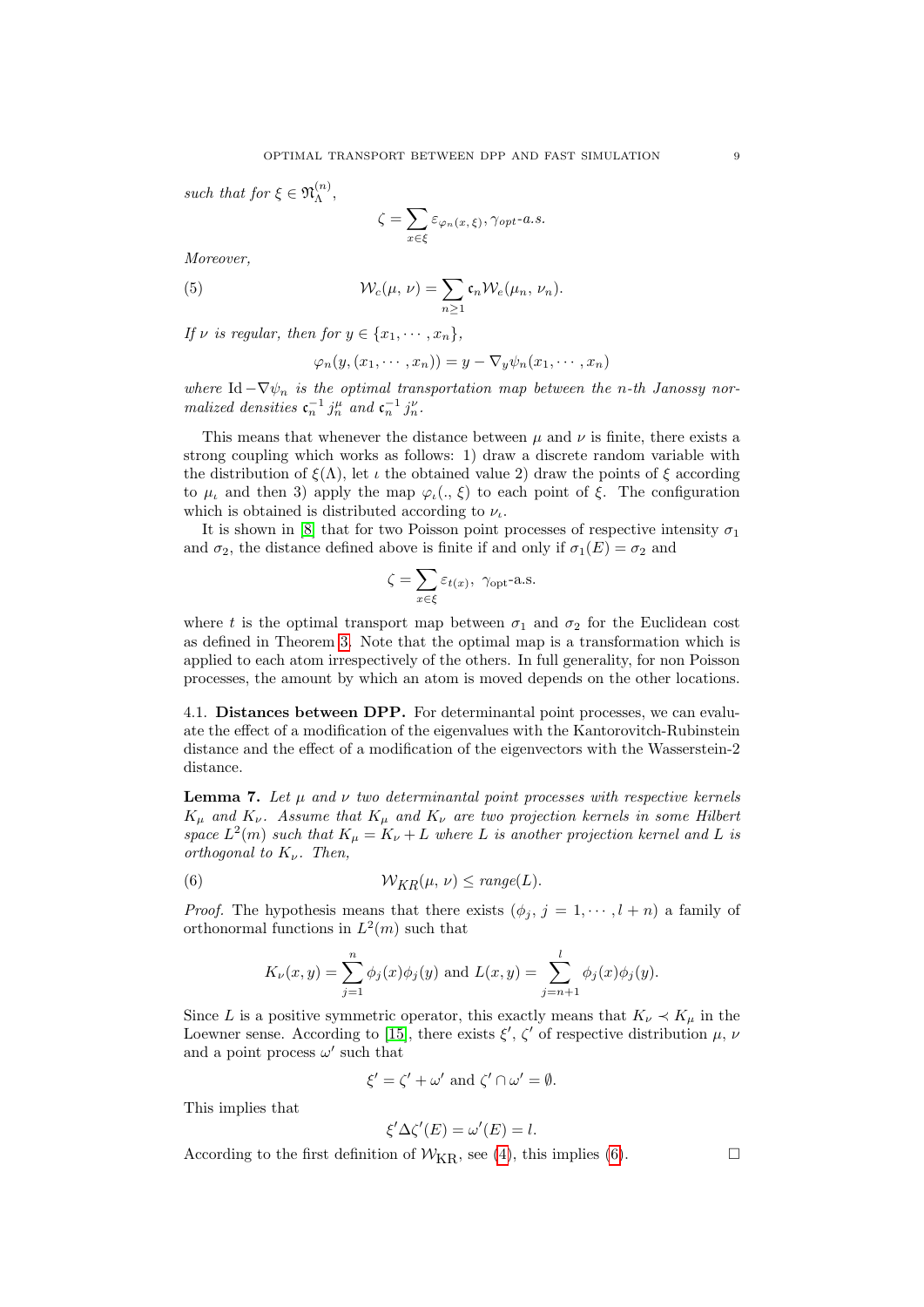*such that for* $\xi \in \mathfrak{N}_\Lambda^{(n)}$,

$$\zeta = \sum_{x\in\xi} \varepsilon_{\varphi_n(x,\,\xi)}, \gamma_{opt}\text{-}a.s.$$

*Moreover,*

$$\mathcal{W}_c(\mu,\,\nu) = \sum_{n\geq 1} \mathfrak{c}_n \mathcal{W}_e(\mu_n,\,\nu_n). \tag{5}$$

*If* $\nu$ *is regular, then for* $y \in \{x_1, \cdots, x_n\}$,

$$\varphi_n(y, (x_1, \cdots, x_n)) = y - \nabla_y \psi_n(x_1, \cdots, x_n)$$

*where* $\operatorname{Id} - \nabla\psi_n$ *is the optimal transportation map between the n-th Janossy normalized densities* $\mathfrak{c}_n^{-1}\, j_n^\mu$ *and* $\mathfrak{c}_n^{-1}\, j_n^\nu$.

This means that whenever the distance between $\mu$ and $\nu$ is finite, there exists a strong coupling which works as follows: 1) draw a discrete random variable with the distribution of $\xi(\Lambda)$, let $\iota$ the obtained value 2) draw the points of $\xi$ according to $\mu_\iota$ and then 3) apply the map $\varphi_\iota(.,\,\xi)$ to each point of $\xi$. The configuration which is obtained is distributed according to $\nu_\iota$.

It is shown in [8] that for two Poisson point processes of respective intensity $\sigma_1$ and $\sigma_2$, the distance defined above is finite if and only if $\sigma_1(E) = \sigma_2$ and

$$\zeta = \sum_{x\in\xi} \varepsilon_{t(x)},\ \gamma_{\text{opt}}\text{-a.s.}$$

where $t$ is the optimal transport map between $\sigma_1$ and $\sigma_2$ for the Euclidean cost as defined in Theorem 3. Note that the optimal map is a transformation which is applied to each atom irrespectively of the others. In full generality, for non Poisson processes, the amount by which an atom is moved depends on the other locations.

### 4.1. Distances between DPP.

For determinantal point processes, we can evaluate the effect of a modification of the eigenvalues with the Kantorovitch-Rubinstein distance and the effect of a modification of the eigenvectors with the Wasserstein-2 distance.

**Lemma 7.** *Let* $\mu$ *and* $\nu$ *two determinantal point processes with respective kernels* $K_\mu$ *and* $K_\nu$. *Assume that* $K_\mu$ *and* $K_\nu$ *are two projection kernels in some Hilbert space* $L^2(m)$ *such that* $K_\mu = K_\nu + L$ *where* $L$ *is another projection kernel and* $L$ *is orthogonal to* $K_\nu$. *Then,*

$$\mathcal{W}_{KR}(\mu,\,\nu) \leq \mathit{range}(L). \tag{6}$$

*Proof.* The hypothesis means that there exists $(\phi_j,\, j = 1, \cdots, l+n)$ a family of orthonormal functions in $L^2(m)$ such that

$$K_\nu(x,y) = \sum_{j=1}^{n} \phi_j(x)\phi_j(y) \text{ and } L(x,y) = \sum_{j=n+1}^{l} \phi_j(x)\phi_j(y).$$

Since $L$ is a positive symmetric operator, this exactly means that $K_\nu \prec K_\mu$ in the Loewner sense. According to [15], there exists $\xi'$, $\zeta'$ of respective distribution $\mu$, $\nu$ and a point process $\omega'$ such that

$$\xi' = \zeta' + \omega' \text{ and } \zeta' \cap \omega' = \emptyset.$$

This implies that

$$\xi' \Delta \zeta'(E) = \omega'(E) = l.$$

According to the first definition of $\mathcal{W}_{\text{KR}}$, see (4), this implies (6). □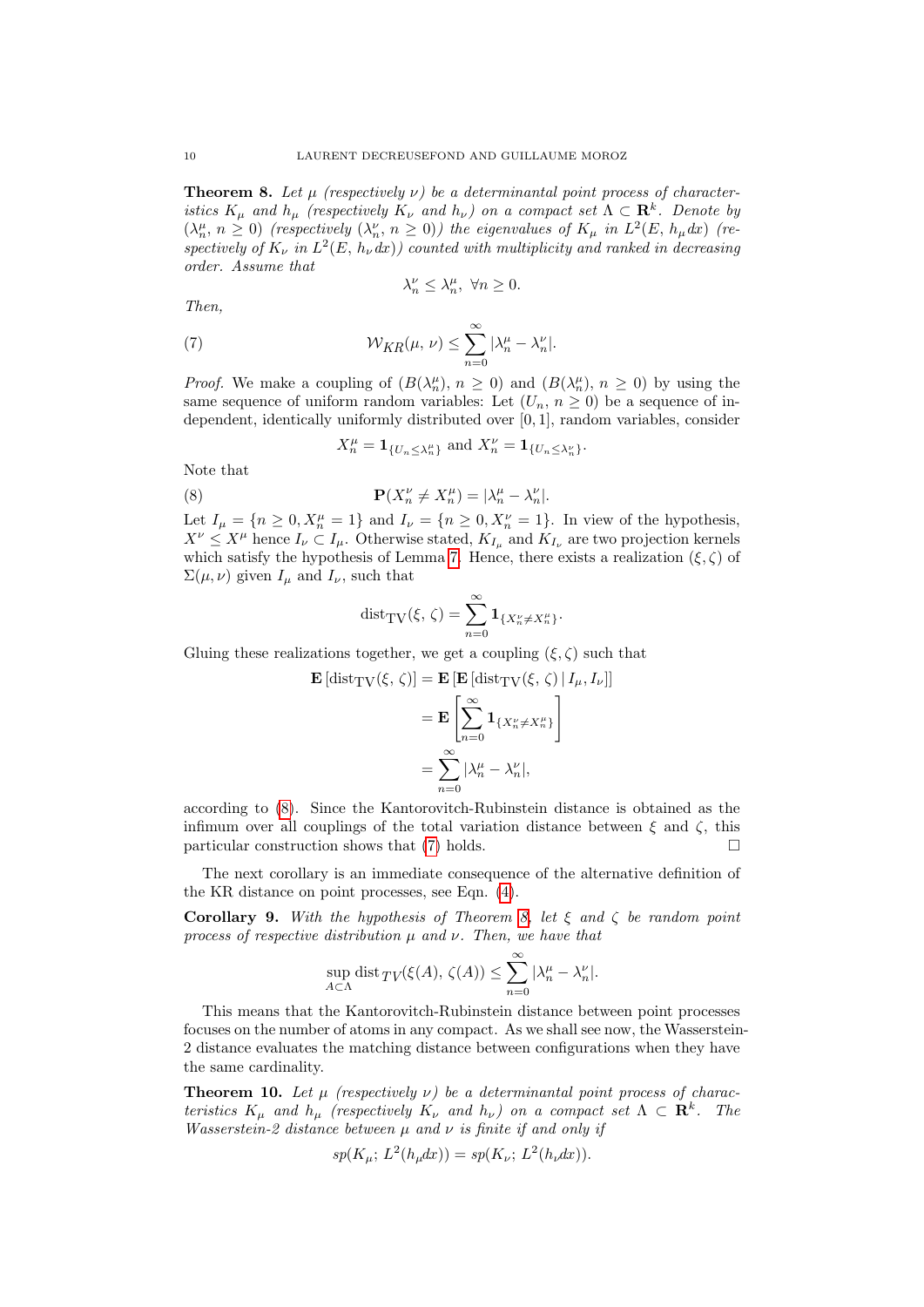**Theorem 8.** *Let $\mu$ (respectively $\nu$) be a determinantal point process of characteristics $K_\mu$ and $h_\mu$ (respectively $K_\nu$ and $h_\nu$) on a compact set $\Lambda \subset \mathbf{R}^k$. Denote by $(\lambda_n^\mu,\, n \ge 0)$ (respectively $(\lambda_n^\nu,\, n \ge 0)$) the eigenvalues of $K_\mu$ in $L^2(E,\, h_\mu dx)$ (respectively of $K_\nu$ in $L^2(E,\, h_\nu dx)$) counted with multiplicity and ranked in decreasing order. Assume that*

$$\lambda_n^\nu \le \lambda_n^\mu,\ \forall n \ge 0.$$

*Then,*

$$\mathcal{W}_{KR}(\mu,\, \nu) \le \sum_{n=0}^{\infty} |\lambda_n^\mu - \lambda_n^\nu|. \tag{7}$$

*Proof.* We make a coupling of $(B(\lambda_n^\mu),\, n \ge 0)$ and $(B(\lambda_n^\mu),\, n \ge 0)$ by using the same sequence of uniform random variables: Let $(U_n,\, n \ge 0)$ be a sequence of independent, identically uniformly distributed over $[0, 1]$, random variables, consider

$$X_n^\mu = \mathbf{1}_{\{U_n \le \lambda_n^\mu\}} \text{ and } X_n^\nu = \mathbf{1}_{\{U_n \le \lambda_n^\nu\}}.$$

Note that

$$\mathbf{P}(X_n^\nu \ne X_n^\mu) = |\lambda_n^\mu - \lambda_n^\nu|. \tag{8}$$

Let $I_\mu = \{n \ge 0, X_n^\mu = 1\}$ and $I_\nu = \{n \ge 0, X_n^\nu = 1\}$. In view of the hypothesis, $X^\nu \le X^\mu$ hence $I_\nu \subset I_\mu$. Otherwise stated, $K_{I_\mu}$ and $K_{I_\nu}$ are two projection kernels which satisfy the hypothesis of Lemma 7. Hence, there exists a realization $(\xi, \zeta)$ of $\Sigma(\mu, \nu)$ given $I_\mu$ and $I_\nu$, such that

$$\operatorname{dist}_{\text{TV}}(\xi,\, \zeta) = \sum_{n=0}^{\infty} \mathbf{1}_{\{X_n^\nu \ne X_n^\mu\}}.$$

Gluing these realizations together, we get a coupling $(\xi, \zeta)$ such that

$$\begin{aligned}
\mathbf{E}\left[\operatorname{dist}_{\text{TV}}(\xi,\, \zeta)\right] &= \mathbf{E}\left[\mathbf{E}\left[\operatorname{dist}_{\text{TV}}(\xi,\, \zeta) \,|\, I_\mu, I_\nu\right]\right] \\
&= \mathbf{E}\left[\sum_{n=0}^{\infty} \mathbf{1}_{\{X_n^\nu \ne X_n^\mu\}}\right] \\
&= \sum_{n=0}^{\infty} |\lambda_n^\mu - \lambda_n^\nu|,
\end{aligned}$$

according to (8). Since the Kantorovitch-Rubinstein distance is obtained as the infimum over all couplings of the total variation distance between $\xi$ and $\zeta$, this particular construction shows that (7) holds. $\square$

The next corollary is an immediate consequence of the alternative definition of the KR distance on point processes, see Eqn. (4).

**Corollary 9.** *With the hypothesis of Theorem 8, let $\xi$ and $\zeta$ be random point process of respective distribution $\mu$ and $\nu$. Then, we have that*

$$\sup_{A \subset \Lambda} \operatorname{dist}_{TV}(\xi(A),\, \zeta(A)) \le \sum_{n=0}^{\infty} |\lambda_n^\mu - \lambda_n^\nu|.$$

This means that the Kantorovitch-Rubinstein distance between point processes focuses on the number of atoms in any compact. As we shall see now, the Wasserstein-2 distance evaluates the matching distance between configurations when they have the same cardinality.

**Theorem 10.** *Let $\mu$ (respectively $\nu$) be a determinantal point process of characteristics $K_\mu$ and $h_\mu$ (respectively $K_\nu$ and $h_\nu$) on a compact set $\Lambda \subset \mathbf{R}^k$. The Wasserstein-2 distance between $\mu$ and $\nu$ is finite if and only if*

$$sp(K_\mu;\, L^2(h_\mu dx)) = sp(K_\nu;\, L^2(h_\nu dx)).$$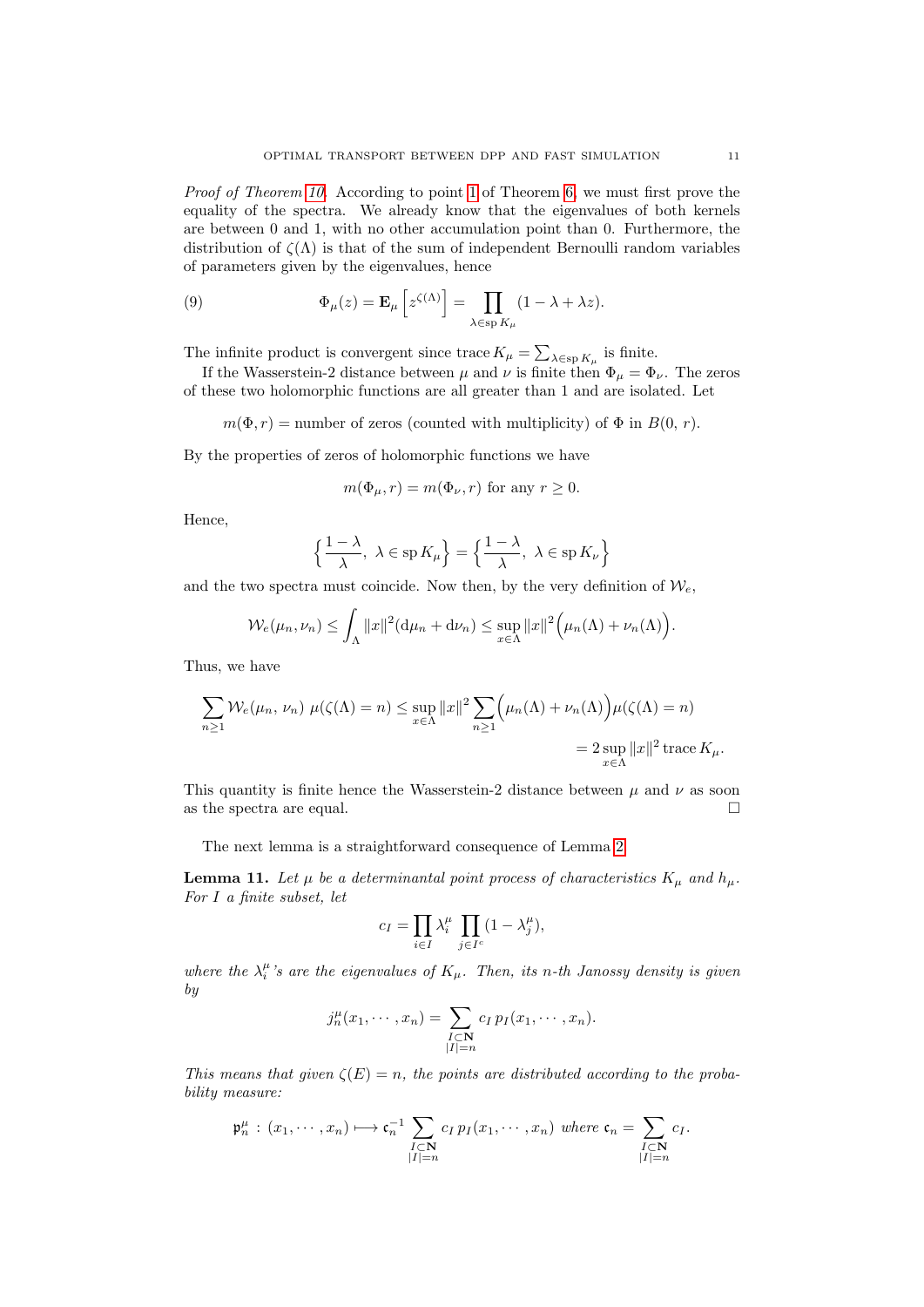*Proof of Theorem 10.* According to point 1 of Theorem 6, we must first prove the equality of the spectra. We already know that the eigenvalues of both kernels are between 0 and 1, with no other accumulation point than 0. Furthermore, the distribution of $\zeta(\Lambda)$ is that of the sum of independent Bernoulli random variables of parameters given by the eigenvalues, hence

$$\Phi_\mu(z) = \mathbf{E}_\mu\left[z^{\zeta(\Lambda)}\right] = \prod_{\lambda \in \operatorname{sp} K_\mu} (1 - \lambda + \lambda z). \tag{9}$$

The infinite product is convergent since $\operatorname{trace} K_\mu = \sum_{\lambda \in \operatorname{sp} K_\mu}$ is finite.

If the Wasserstein-2 distance between $\mu$ and $\nu$ is finite then $\Phi_\mu = \Phi_\nu$. The zeros of these two holomorphic functions are all greater than 1 and are isolated. Let

$$m(\Phi, r) = \text{number of zeros (counted with multiplicity) of } \Phi \text{ in } B(0,\, r).$$

By the properties of zeros of holomorphic functions we have

$$m(\Phi_\mu, r) = m(\Phi_\nu, r) \text{ for any } r \geq 0.$$

Hence,

$$\left\{\frac{1-\lambda}{\lambda},\ \lambda \in \operatorname{sp} K_\mu\right\} = \left\{\frac{1-\lambda}{\lambda},\ \lambda \in \operatorname{sp} K_\nu\right\}$$

and the two spectra must coincide. Now then, by the very definition of $\mathcal{W}_e$,

$$\mathcal{W}_e(\mu_n, \nu_n) \leq \int_\Lambda \|x\|^2 (\mathrm{d}\mu_n + \mathrm{d}\nu_n) \leq \sup_{x \in \Lambda} \|x\|^2 \Big(\mu_n(\Lambda) + \nu_n(\Lambda)\Big).$$

Thus, we have

$$\begin{aligned}\sum_{n \geq 1} \mathcal{W}_e(\mu_n,\, \nu_n)\ \mu(\zeta(\Lambda) = n) &\leq \sup_{x \in \Lambda} \|x\|^2 \sum_{n \geq 1} \Big(\mu_n(\Lambda) + \nu_n(\Lambda)\Big) \mu(\zeta(\Lambda) = n) \\ &= 2 \sup_{x \in \Lambda} \|x\|^2 \operatorname{trace} K_\mu.\end{aligned}$$

This quantity is finite hence the Wasserstein-2 distance between $\mu$ and $\nu$ as soon as the spectra are equal. $\square$

The next lemma is a straightforward consequence of Lemma 2.

**Lemma 11.** *Let $\mu$ be a determinantal point process of characteristics $K_\mu$ and $h_\mu$. For $I$ a finite subset, let*

$$c_I = \prod_{i \in I} \lambda_i^\mu \prod_{j \in I^c} (1 - \lambda_j^\mu),$$

*where the $\lambda_i^\mu$'s are the eigenvalues of $K_\mu$. Then, its $n$-th Janossy density is given by*

$$j_n^\mu(x_1, \cdots, x_n) = \sum_{\substack{I \subset \mathbf{N} \\ |I| = n}} c_I\, p_I(x_1, \cdots, x_n).$$

*This means that given $\zeta(E) = n$, the points are distributed according to the probability measure:*

$$\mathfrak{p}_n^\mu\, :\, (x_1, \cdots, x_n) \longmapsto \mathfrak{c}_n^{-1} \sum_{\substack{I \subset \mathbf{N} \\ |I| = n}} c_I\, p_I(x_1, \cdots, x_n) \text{ where } \mathfrak{c}_n = \sum_{\substack{I \subset \mathbf{N} \\ |I| = n}} c_I.$$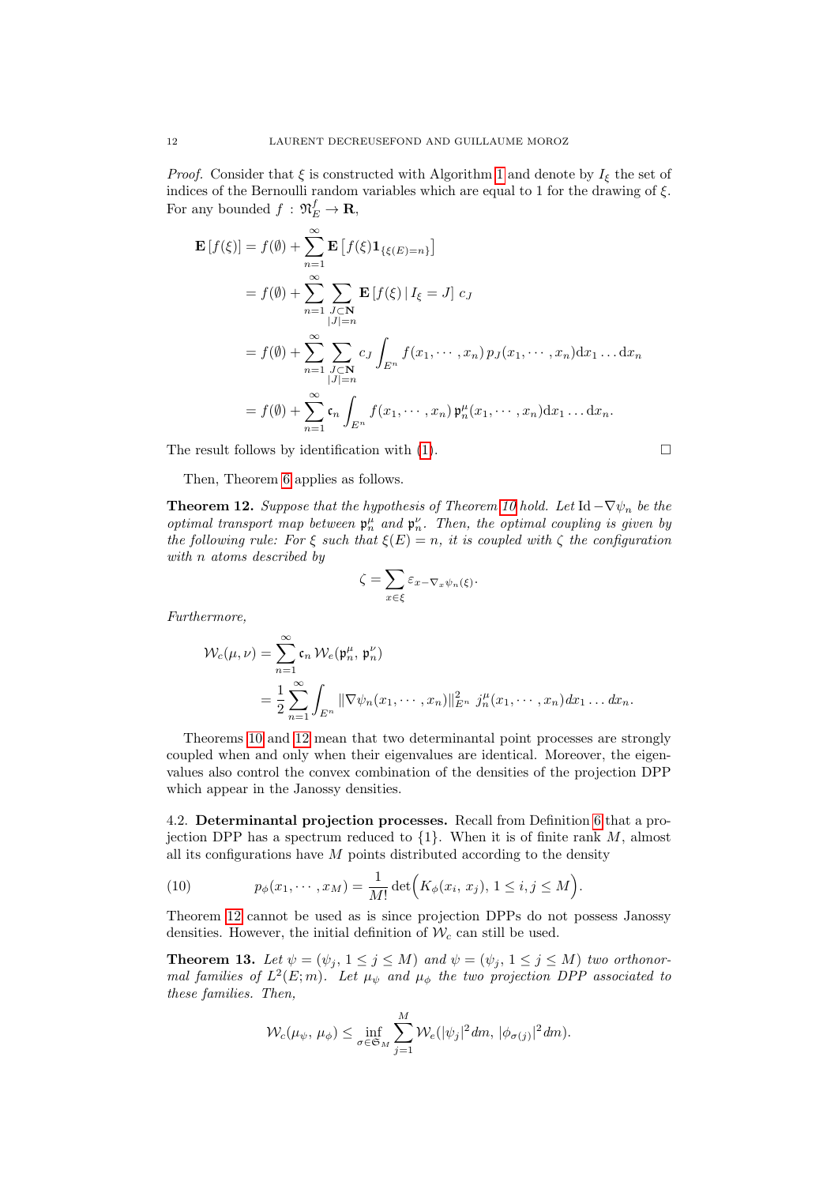*Proof.* Consider that $\xi$ is constructed with Algorithm 1 and denote by $I_\xi$ the set of indices of the Bernoulli random variables which are equal to 1 for the drawing of $\xi$. For any bounded $f : \mathfrak{N}_E^f \to \mathbf{R}$,

$$
\begin{aligned}
\mathbf{E}\left[f(\xi)\right] &= f(\emptyset) + \sum_{n=1}^{\infty} \mathbf{E}\left[f(\xi)\mathbf{1}_{\{\xi(E)=n\}}\right] \\
&= f(\emptyset) + \sum_{n=1}^{\infty} \sum_{\substack{J\subset \mathbf{N} \\ |J|=n}} \mathbf{E}\left[f(\xi)\,|\, I_\xi = J\right] \, c_J \\
&= f(\emptyset) + \sum_{n=1}^{\infty} \sum_{\substack{J\subset \mathbf{N} \\ |J|=n}} c_J \int_{E^n} f(x_1, \cdots, x_n)\, p_J(x_1, \cdots, x_n) \mathrm{d}x_1 \ldots \mathrm{d}x_n \\
&= f(\emptyset) + \sum_{n=1}^{\infty} \mathfrak{c}_n \int_{E^n} f(x_1, \cdots, x_n)\, \mathfrak{p}_n^{\mu}(x_1, \cdots, x_n) \mathrm{d}x_1 \ldots \mathrm{d}x_n.
\end{aligned}
$$

The result follows by identification with (1). $\square$

Then, Theorem 6 applies as follows.

**Theorem 12.** *Suppose that the hypothesis of Theorem 10 hold. Let* $\mathrm{Id} - \nabla\psi_n$ *be the optimal transport map between* $\mathfrak{p}_n^\mu$ *and* $\mathfrak{p}_n^\nu$*. Then, the optimal coupling is given by the following rule: For* $\xi$ *such that* $\xi(E) = n$*, it is coupled with* $\zeta$ *the configuration with* $n$ *atoms described by*

$$\zeta = \sum_{x\in\xi} \varepsilon_{x - \nabla_x \psi_n(\xi)}.$$

*Furthermore,*

$$
\begin{aligned}
\mathcal{W}_c(\mu, \nu) &= \sum_{n=1}^{\infty} \mathfrak{c}_n \, \mathcal{W}_e(\mathfrak{p}_n^\mu, \, \mathfrak{p}_n^\nu) \\
&= \frac{1}{2} \sum_{n=1}^{\infty} \int_{E^n} \|\nabla\psi_n(x_1, \cdots, x_n)\|_{E^n}^2 \; j_n^\mu(x_1, \cdots, x_n) dx_1 \ldots dx_n.
\end{aligned}
$$

Theorems 10 and 12 mean that two determinantal point processes are strongly coupled when and only when their eigenvalues are identical. Moreover, the eigenvalues also control the convex combination of the densities of the projection DPP which appear in the Janossy densities.

**4.2. Determinantal projection processes.** Recall from Definition 6 that a projection DPP has a spectrum reduced to $\{1\}$. When it is of finite rank $M$, almost all its configurations have $M$ points distributed according to the density

$$p_\phi(x_1, \cdots, x_M) = \frac{1}{M!} \det\Big(K_\phi(x_i, \, x_j), \, 1 \le i, j \le M\Big). \tag{10}$$

Theorem 12 cannot be used as is since projection DPPs do not possess Janossy densities. However, the initial definition of $\mathcal{W}_c$ can still be used.

**Theorem 13.** *Let* $\psi = (\psi_j, \, 1 \le j \le M)$ *and* $\psi = (\psi_j, \, 1 \le j \le M)$ *two orthonormal families of* $L^2(E; m)$*. Let* $\mu_\psi$ *and* $\mu_\phi$ *the two projection DPP associated to these families. Then,*

$$\mathcal{W}_c(\mu_\psi, \, \mu_\phi) \le \inf_{\sigma\in\mathfrak{S}_M} \sum_{j=1}^{M} \mathcal{W}_e(|\psi_j|^2 dm, \, |\phi_{\sigma(j)}|^2 dm).$$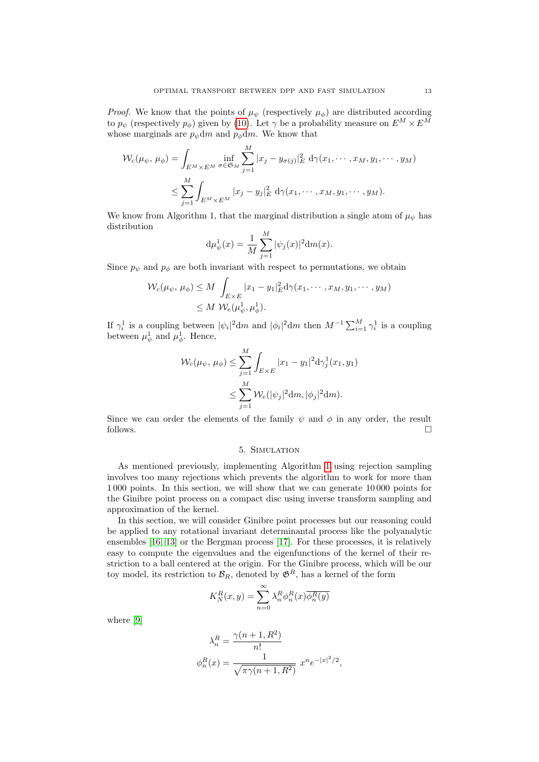*Proof.* We know that the points of $\mu_\psi$ (respectively $\mu_\phi$) are distributed according to $p_\psi$ (respectively $p_\phi$) given by (10). Let $\gamma$ be a probability measure on $E^M \times E^M$ whose marginals are $p_\psi \mathrm{d}m$ and $p_\phi \mathrm{d}m$. We know that

$$
\begin{aligned}
\mathcal{W}_c(\mu_\psi,\, \mu_\phi) &= \int_{E^M \times E^M} \inf_{\sigma \in \mathfrak{S}_M} \sum_{j=1}^{M} |x_j - y_{\sigma(j)}|_E^2 \, \mathrm{d}\gamma(x_1, \cdots, x_M, y_1, \cdots, y_M) \\
&\leq \sum_{j=1}^{M} \int_{E^M \times E^M} |x_j - y_j|_E^2 \, \mathrm{d}\gamma(x_1, \cdots, x_M, y_1, \cdots, y_M).
\end{aligned}
$$

We know from Algorithm 1, that the marginal distribution a single atom of $\mu_\psi$ has distribution

$$
\mathrm{d}\mu_\psi^1(x) = \frac{1}{M} \sum_{j=1}^{M} |\psi_j(x)|^2 \mathrm{d}m(x).
$$

Since $p_\psi$ and $p_\phi$ are both invariant with respect to permutations, we obtain

$$
\begin{aligned}
\mathcal{W}_c(\mu_\psi,\, \mu_\phi) &\leq M \int_{E \times E} |x_1 - y_1|_E^2 \mathrm{d}\gamma(x_1, \cdots, x_M, y_1, \cdots, y_M) \\
&\leq M \; \mathcal{W}_e(\mu_\psi^1, \mu_\phi^1).
\end{aligned}
$$

If $\gamma_i^1$ is a coupling between $|\psi_i|^2 \mathrm{d}m$ and $|\phi_i|^2 \mathrm{d}m$ then $M^{-1} \sum_{i=1}^{M} \gamma_i^1$ is a coupling between $\mu_\psi^1$ and $\mu_\phi^1$. Hence,

$$
\begin{aligned}
\mathcal{W}_c(\mu_\psi,\, \mu_\phi) &\leq \sum_{j=1}^{M} \int_{E \times E} |x_1 - y_1|^2 \mathrm{d}\gamma_j^1(x_1, y_1) \\
&\leq \sum_{j=1}^{M} \mathcal{W}_e(|\psi_j|^2 \mathrm{d}m, |\phi_j|^2 \mathrm{d}m).
\end{aligned}
$$

Since we can order the elements of the family $\psi$ and $\phi$ in any order, the result follows. □

## 5. Simulation

As mentioned previously, implementing Algorithm 1 using rejection sampling involves too many rejections which prevents the algorithm to work for more than 1 000 points. In this section, we will show that we can generate 10 000 points for the Ginibre point process on a compact disc using inverse transform sampling and approximation of the kernel.

In this section, we will consider Ginibre point processes but our reasoning could be applied to any rotational invariant determinantal process like the polyanalytic ensembles [16] [13] or the Bergman process [17]. For these processes, it is relatively easy to compute the eigenvalues and the eigenfunctions of the kernel of their restriction to a ball centered at the origin. For the Ginibre process, which will be our toy model, its restriction to $\mathcal{B}_R$, denoted by $\mathfrak{G}^R$, has a kernel of the form

$$
K_N^R(x, y) = \sum_{n=0}^{\infty} \lambda_n^R \phi_n^R(x) \overline{\phi_n^R(y)}
$$

where [9]

$$
\begin{aligned}
\lambda_n^R &= \frac{\gamma(n+1, R^2)}{n!} \\
\phi_n^R(x) &= \frac{1}{\sqrt{\pi \gamma(n+1, R^2)}} \; x^n e^{-|x|^2/2},
\end{aligned}
$$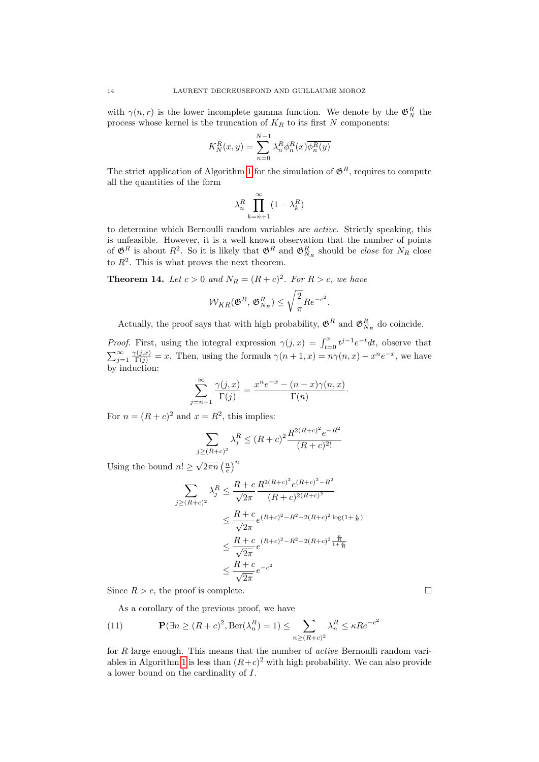with $\gamma(n,r)$ is the lower incomplete gamma function. We denote by the $\mathfrak{G}_N^R$ the process whose kernel is the truncation of $K_R$ to its first $N$ components:

$$K_N^R(x,y) = \sum_{n=0}^{N-1} \lambda_n^R \phi_n^R(x)\overline{\phi_n^R(y)}$$

The strict application of Algorithm 1 for the simulation of $\mathfrak{G}^R$, requires to compute all the quantities of the form

$$\lambda_n^R \prod_{k=n+1}^{\infty}(1-\lambda_k^R)$$

to determine which Bernoulli random variables are *active*. Strictly speaking, this is unfeasible. However, it is a well known observation that the number of points of $\mathfrak{G}^R$ is about $R^2$. So it is likely that $\mathfrak{G}^R$ and $\mathfrak{G}_{N_R}^R$ should be *close* for $N_R$ close to $R^2$. This is what proves the next theorem.

**Theorem 14.** *Let $c>0$ and $N_R=(R+c)^2$. For $R>c$, we have*

$$\mathcal{W}_{KR}(\mathfrak{G}^R,\, \mathfrak{G}_{N_R}^R) \le \sqrt{\frac{2}{\pi}} R e^{-c^2}.$$

Actually, the proof says that with high probability, $\mathfrak{G}^R$ and $\mathfrak{G}_{N_R}^R$ do coincide.

*Proof.* First, using the integral expression $\gamma(j,x)=\int_{t=0}^{x} t^{j-1}e^{-t}dt$, observe that $\sum_{j=1}^{\infty}\frac{\gamma(j,x)}{\Gamma(j)}=x$. Then, using the formula $\gamma(n+1,x)=n\gamma(n,x)-x^ne^{-x}$, we have by induction:

$$\sum_{j=n+1}^{\infty}\frac{\gamma(j,x)}{\Gamma(j)} = \frac{x^ne^{-x}-(n-x)\gamma(n,x)}{\Gamma(n)}.$$

For $n=(R+c)^2$ and $x=R^2$, this implies:

$$\sum_{j\ge (R+c)^2}\lambda_j^R \le (R+c)^2\frac{R^{2(R+c)^2}e^{-R^2}}{(R+c)^2!}$$

Using the bound $n! \ge \sqrt{2\pi n}\left(\frac{n}{e}\right)^n$

$$\begin{aligned}
\sum_{j\ge (R+c)^2}\lambda_j^R &\le \frac{R+c}{\sqrt{2\pi}}\frac{R^{2(R+c)^2}e^{(R+c)^2-R^2}}{(R+c)^{2(R+c)^2}}\\
&\le \frac{R+c}{\sqrt{2\pi}}e^{(R+c)^2-R^2-2(R+c)^2\log(1+\frac{c}{R})}\\
&\le \frac{R+c}{\sqrt{2\pi}}e^{(R+c)^2-R^2-2(R+c)^2\frac{\frac{c}{R}}{1+\frac{c}{R}}}\\
&\le \frac{R+c}{\sqrt{2\pi}}e^{-c^2}
\end{aligned}$$

Since $R>c$, the proof is complete. $\square$

As a corollary of the previous proof, we have

$$\mathbf{P}(\exists n\ge (R+c)^2, \mathrm{Ber}(\lambda_n^R)=1) \le \sum_{n\ge (R+c)^2}\lambda_n^R \le \kappa R e^{-c^2} \tag{11}$$

for $R$ large enough. This means that the number of *active* Bernoulli random variables in Algorithm 1 is less than $(R+c)^2$ with high probability. We can also provide a lower bound on the cardinality of $I$.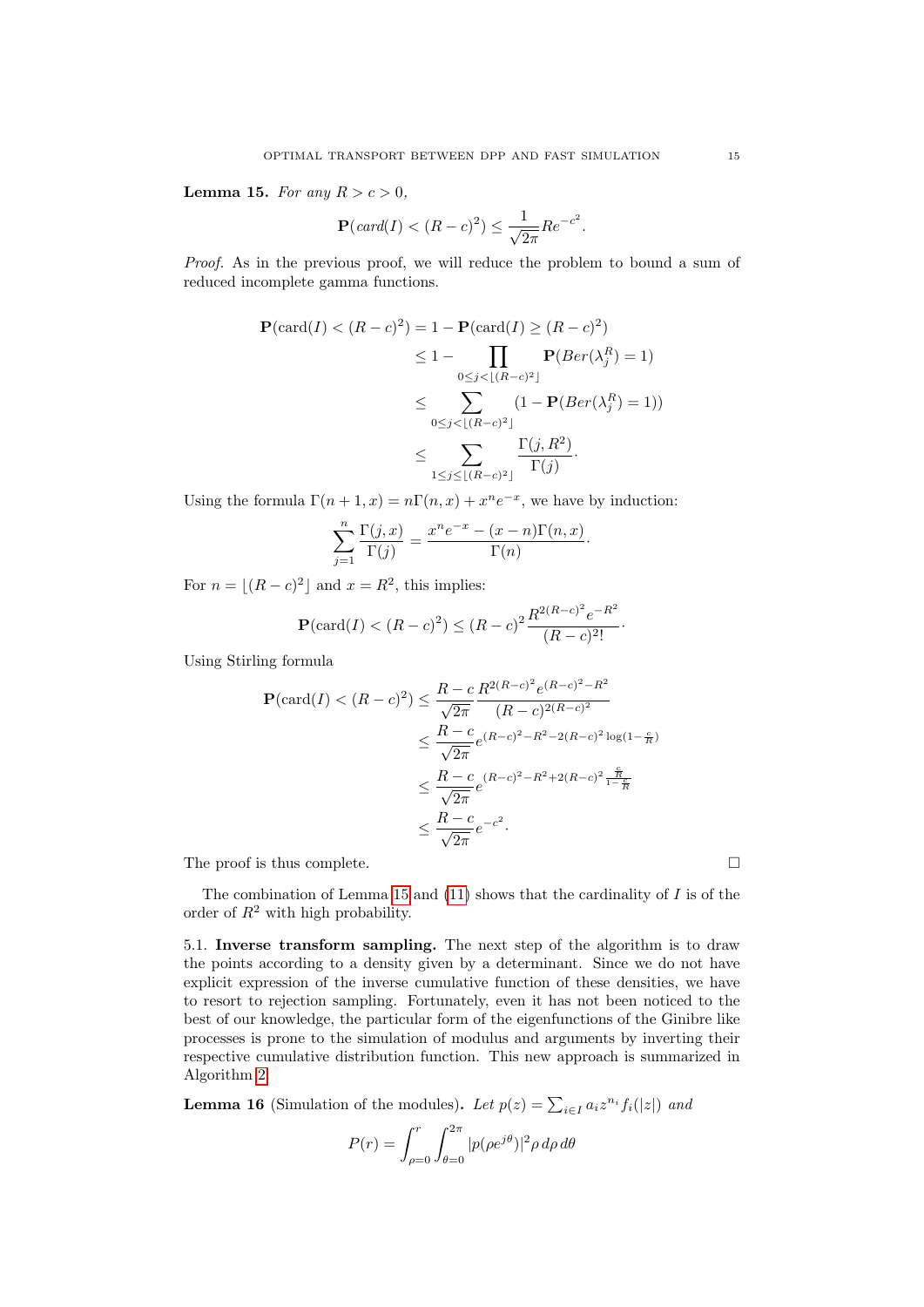**Lemma 15.** *For any $R > c > 0$,*

$$\mathbf{P}(card(I) < (R-c)^2) \leq \frac{1}{\sqrt{2\pi}} R e^{-c^2}.$$

*Proof.* As in the previous proof, we will reduce the problem to bound a sum of reduced incomplete gamma functions.

$$\begin{aligned}
\mathbf{P}(\mathrm{card}(I) < (R-c)^2) &= 1 - \mathbf{P}(\mathrm{card}(I) \geq (R-c)^2) \\
&\leq 1 - \prod_{0 \leq j < \lfloor (R-c)^2 \rfloor} \mathbf{P}(Ber(\lambda_j^R) = 1) \\
&\leq \sum_{0 \leq j < \lfloor (R-c)^2 \rfloor} (1 - \mathbf{P}(Ber(\lambda_j^R) = 1)) \\
&\leq \sum_{1 \leq j \leq \lfloor (R-c)^2 \rfloor} \frac{\Gamma(j, R^2)}{\Gamma(j)}.
\end{aligned}$$

Using the formula $\Gamma(n+1, x) = n\Gamma(n, x) + x^n e^{-x}$, we have by induction:

$$\sum_{j=1}^{n} \frac{\Gamma(j, x)}{\Gamma(j)} = \frac{x^n e^{-x} - (x-n)\Gamma(n, x)}{\Gamma(n)}.$$

For $n = \lfloor (R-c)^2 \rfloor$ and $x = R^2$, this implies:

$$\mathbf{P}(\mathrm{card}(I) < (R-c)^2) \leq (R-c)^2 \frac{R^{2(R-c)^2} e^{-R^2}}{(R-c)^2!}.$$

Using Stirling formula

$$\begin{aligned}
\mathbf{P}(\mathrm{card}(I) < (R-c)^2) &\leq \frac{R-c}{\sqrt{2\pi}} \frac{R^{2(R-c)^2} e^{(R-c)^2 - R^2}}{(R-c)^{2(R-c)^2}} \\
&\leq \frac{R-c}{\sqrt{2\pi}} e^{(R-c)^2 - R^2 - 2(R-c)^2 \log(1 - \frac{c}{R})} \\
&\leq \frac{R-c}{\sqrt{2\pi}} e^{(R-c)^2 - R^2 + 2(R-c)^2 \frac{\frac{c}{R}}{1 - \frac{c}{R}}} \\
&\leq \frac{R-c}{\sqrt{2\pi}} e^{-c^2}.
\end{aligned}$$

The proof is thus complete. $\square$

The combination of Lemma 15 and (11) shows that the cardinality of $I$ is of the order of $R^2$ with high probability.

5.1. **Inverse transform sampling.** The next step of the algorithm is to draw the points according to a density given by a determinant. Since we do not have explicit expression of the inverse cumulative function of these densities, we have to resort to rejection sampling. Fortunately, even it has not been noticed to the best of our knowledge, the particular form of the eigenfunctions of the Ginibre like processes is prone to the simulation of modulus and arguments by inverting their respective cumulative distribution function. This new approach is summarized in Algorithm 2.

**Lemma 16** (Simulation of the modules)**.** *Let $p(z) = \sum_{i \in I} a_i z^{n_i} f_i(|z|)$ and*

$$P(r) = \int_{\rho=0}^{r} \int_{\theta=0}^{2\pi} |p(\rho e^{j\theta})|^2 \rho \, d\rho \, d\theta$$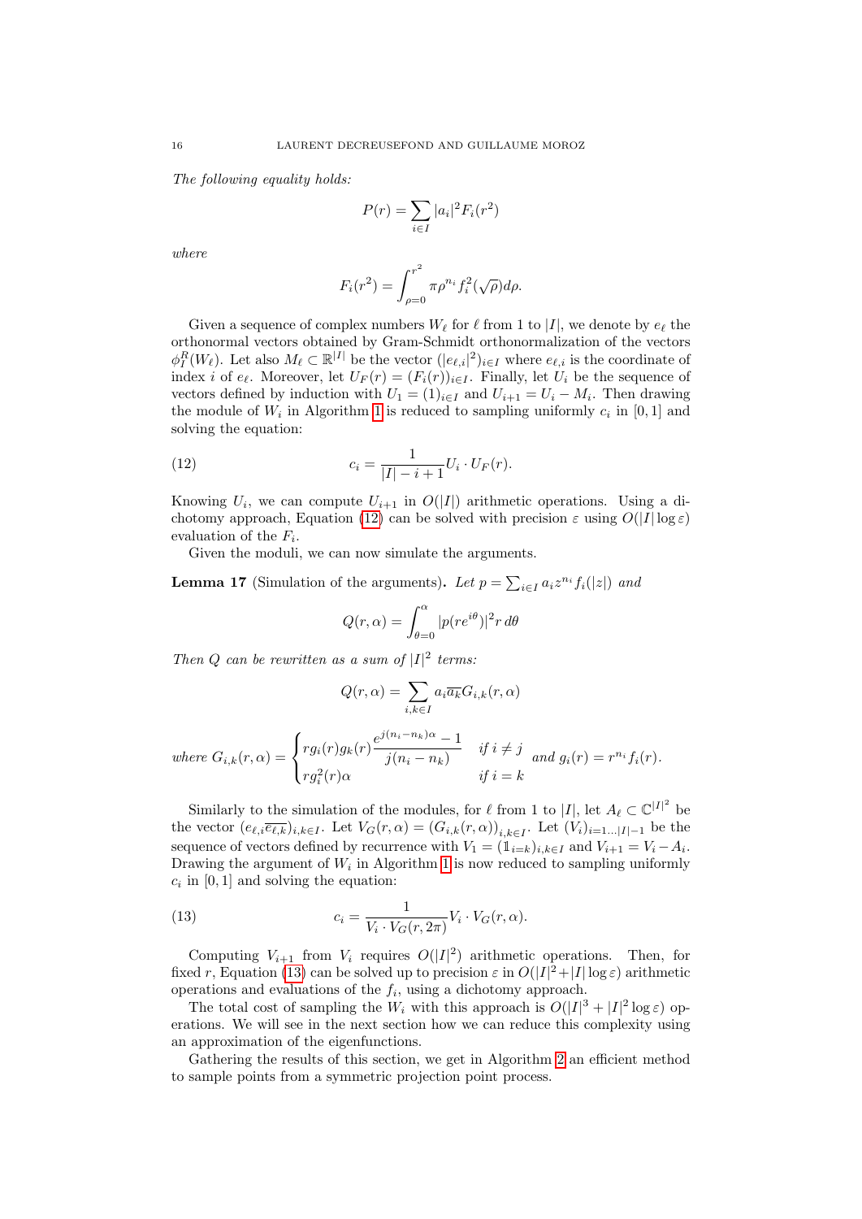*The following equality holds:*

$$P(r) = \sum_{i\in I} |a_i|^2 F_i(r^2)$$

*where*

$$F_i(r^2) = \int_{\rho=0}^{r^2} \pi\rho^{n_i} f_i^2(\sqrt{\rho})d\rho.$$

Given a sequence of complex numbers $W_\ell$ for $\ell$ from 1 to $|I|$, we denote by $e_\ell$ the orthonormal vectors obtained by Gram-Schmidt orthonormalization of the vectors $\phi_I^R(W_\ell)$. Let also $M_\ell \subset \mathbb{R}^{|I|}$ be the vector $(|e_{\ell,i}|^2)_{i\in I}$ where $e_{\ell,i}$ is the coordinate of index $i$ of $e_\ell$. Moreover, let $U_F(r) = (F_i(r))_{i\in I}$. Finally, let $U_i$ be the sequence of vectors defined by induction with $U_1 = (1)_{i\in I}$ and $U_{i+1} = U_i - M_i$. Then drawing the module of $W_i$ in Algorithm 1 is reduced to sampling uniformly $c_i$ in $[0, 1]$ and solving the equation:

$$c_i = \frac{1}{|I| - i + 1} U_i \cdot U_F(r). \tag{12}$$

Knowing $U_i$, we can compute $U_{i+1}$ in $O(|I|)$ arithmetic operations. Using a dichotomy approach, Equation (12) can be solved with precision $\varepsilon$ using $O(|I|\log\varepsilon)$ evaluation of the $F_i$.

Given the moduli, we can now simulate the arguments.

**Lemma 17** (Simulation of the arguments)**.** *Let $p = \sum_{i\in I} a_i z^{n_i} f_i(|z|)$ and*

$$Q(r,\alpha) = \int_{\theta=0}^{\alpha} |p(re^{i\theta})|^2 r\, d\theta$$

*Then $Q$ can be rewritten as a sum of $|I|^2$ terms:*

$$Q(r,\alpha) = \sum_{i,k\in I} a_i\overline{a_k} G_{i,k}(r,\alpha)$$

*where* $G_{i,k}(r,\alpha) = \begin{cases} rg_i(r)g_k(r)\dfrac{e^{j(n_i-n_k)\alpha} - 1}{j(n_i - n_k)} & \text{if } i \neq j \\ rg_i^2(r)\alpha & \text{if } i = k \end{cases}$ *and* $g_i(r) = r^{n_i} f_i(r)$.

Similarly to the simulation of the modules, for $\ell$ from 1 to $|I|$, let $A_\ell \subset \mathbb{C}^{|I|^2}$ be the vector $(e_{\ell,i}\overline{e_{\ell,k}})_{i,k\in I}$. Let $V_G(r,\alpha) = (G_{i,k}(r,\alpha))_{i,k\in I}$. Let $(V_i)_{i=1\ldots|I|-1}$ be the sequence of vectors defined by recurrence with $V_1 = (\mathbb{1}_{i=k})_{i,k\in I}$ and $V_{i+1} = V_i - A_i$. Drawing the argument of $W_i$ in Algorithm 1 is now reduced to sampling uniformly $c_i$ in $[0, 1]$ and solving the equation:

$$c_i = \frac{1}{V_i \cdot V_G(r, 2\pi)} V_i \cdot V_G(r,\alpha). \tag{13}$$

Computing $V_{i+1}$ from $V_i$ requires $O(|I|^2)$ arithmetic operations. Then, for fixed $r$, Equation (13) can be solved up to precision $\varepsilon$ in $O(|I|^2 + |I|\log\varepsilon)$ arithmetic operations and evaluations of the $f_i$, using a dichotomy approach.

The total cost of sampling the $W_i$ with this approach is $O(|I|^3 + |I|^2\log\varepsilon)$ operations. We will see in the next section how we can reduce this complexity using an approximation of the eigenfunctions.

Gathering the results of this section, we get in Algorithm 2 an efficient method to sample points from a symmetric projection point process.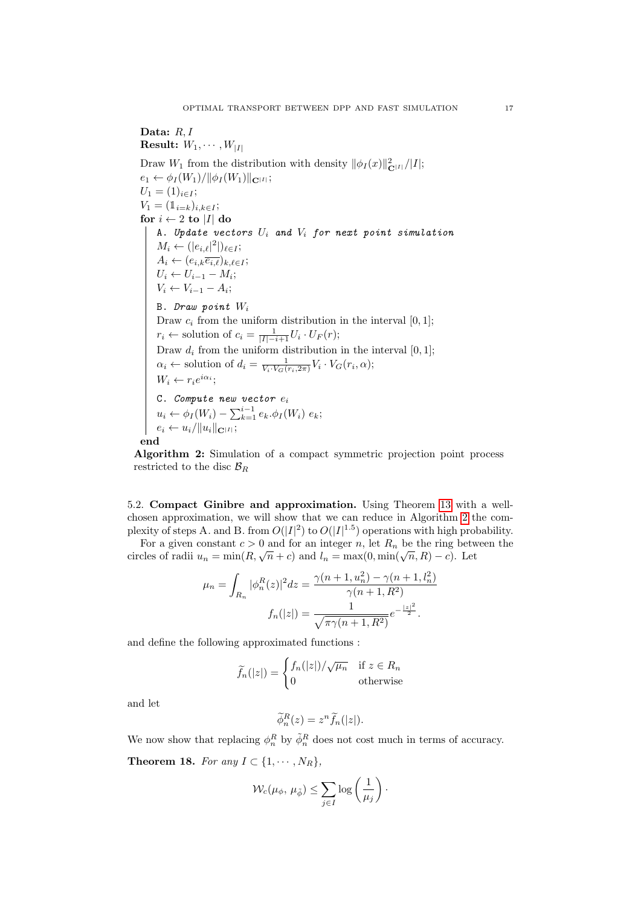**Data:** $R, I$
**Result:** $W_1, \cdots, W_{|I|}$

Draw $W_1$ from the distribution with density $\|\phi_I(x)\|^2_{\mathbf{C}^{|I|}}/|I|$;
$e_1 \leftarrow \phi_I(W_1)/\|\phi_I(W_1)\|_{\mathbf{C}^{|I|}}$;
$U_1 = (1)_{i\in I}$;
$V_1 = (\mathbb{1}_{i=k})_{i,k\in I}$;
**for** $i \leftarrow 2$ **to** $|I|$ **do**

```
A. Update vectors U_i and V_i for next point simulation
```

$M_i \leftarrow (|e_{i,\ell}|^2|)_{\ell\in I}$;
$A_i \leftarrow (e_{i,k}\overline{e_{i,\ell}})_{k,\ell\in I}$;
$U_i \leftarrow U_{i-1} - M_i$;
$V_i \leftarrow V_{i-1} - A_i$;

```
B. Draw point W_i
```

Draw $c_i$ from the uniform distribution in the interval $[0,1]$;
$r_i \leftarrow$ solution of $c_i = \frac{1}{|I|-i+1} U_i \cdot U_F(r)$;
Draw $d_i$ from the uniform distribution in the interval $[0,1]$;
$\alpha_i \leftarrow$ solution of $d_i = \frac{1}{V_i \cdot V_G(r_i, 2\pi)} V_i \cdot V_G(r_i, \alpha)$;
$W_i \leftarrow r_i e^{i\alpha_i}$;

```
C. Compute new vector e_i
```

$u_i \leftarrow \phi_I(W_i) - \sum_{k=1}^{i-1} e_k.\phi_I(W_i)\ e_k$;
$e_i \leftarrow u_i/\|u_i\|_{\mathbf{C}^{|I|}}$;

**end**

**Algorithm 2:** Simulation of a compact symmetric projection point process restricted to the disc $\mathcal{B}_R$

5.2. **Compact Ginibre and approximation.** Using Theorem 13 with a well-chosen approximation, we will show that we can reduce in Algorithm 2 the complexity of steps A. and B. from $O(|I|^2)$ to $O(|I|^{1.5})$ operations with high probability.

For a given constant $c > 0$ and for an integer $n$, let $R_n$ be the ring between the circles of radii $u_n = \min(R, \sqrt{n} + c)$ and $l_n = \max(0, \min(\sqrt{n}, R) - c)$. Let

$$\mu_n = \int_{R_n} |\phi_n^R(z)|^2 dz = \frac{\gamma(n+1, u_n^2) - \gamma(n+1, l_n^2)}{\gamma(n+1, R^2)}$$

$$f_n(|z|) = \frac{1}{\sqrt{\pi\gamma(n+1, R^2)}} e^{-\frac{|z|^2}{2}}.$$

and define the following approximated functions :

$$\widetilde{f}_n(|z|) = \begin{cases} f_n(|z|)/\sqrt{\mu_n} & \text{if } z \in R_n \\ 0 & \text{otherwise} \end{cases}$$

and let

$$\widetilde{\phi}_n^R(z) = z^n \widetilde{f}_n(|z|).$$

We now show that replacing $\phi_n^R$ by $\tilde{\phi}_n^R$ does not cost much in terms of accuracy.

**Theorem 18.** *For any $I \subset \{1, \cdots, N_R\}$,*

$$\mathcal{W}_c(\mu_\phi, \mu_{\tilde{\phi}}) \le \sum_{j\in I} \log\left(\frac{1}{\mu_j}\right).$$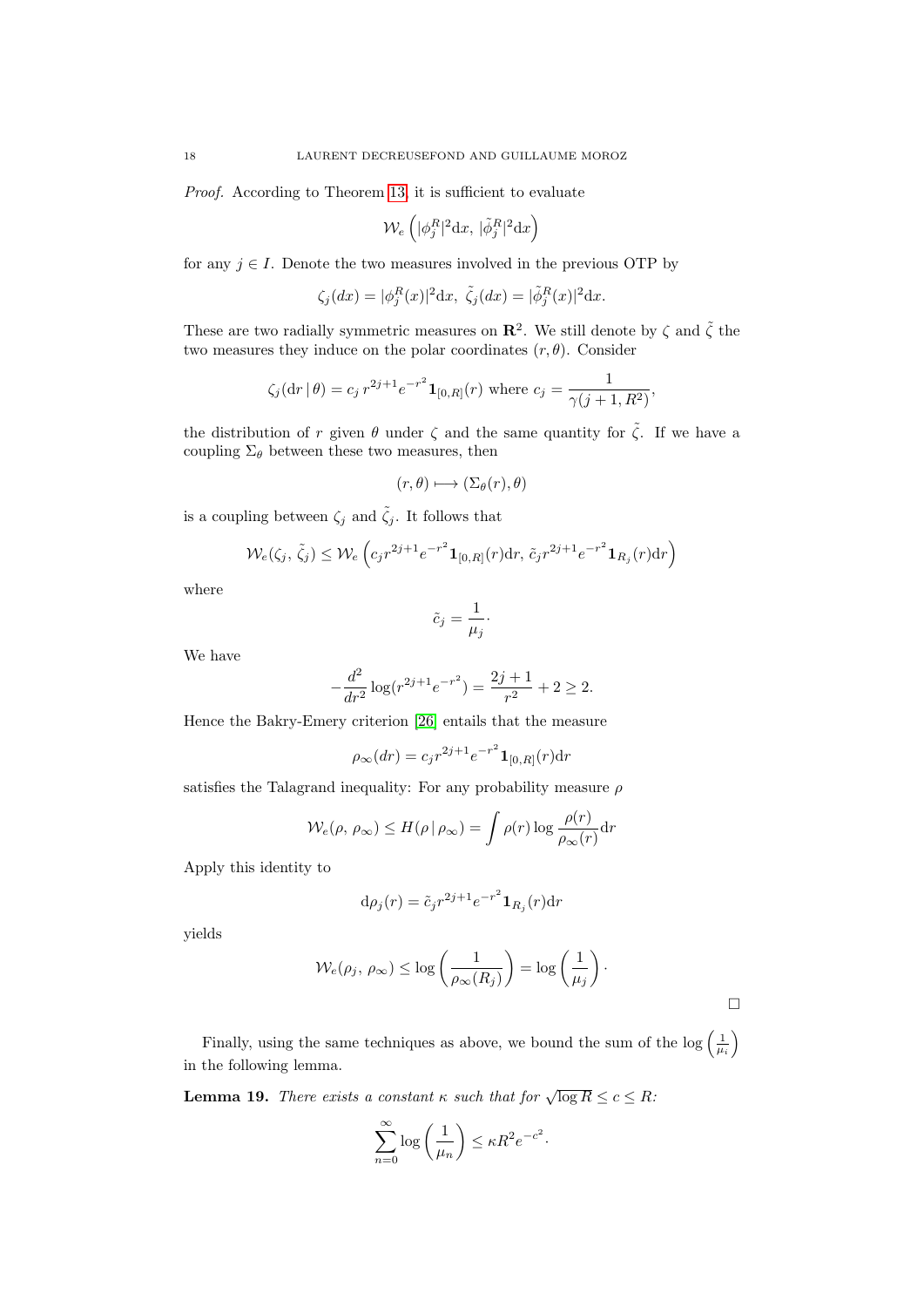*Proof.* According to Theorem 13, it is sufficient to evaluate

$$\mathcal{W}_e\left(|\phi_j^R|^2\mathrm{d}x,\ |\tilde{\phi}_j^R|^2\mathrm{d}x\right)$$

for any $j \in I$. Denote the two measures involved in the previous OTP by

$$\zeta_j(dx) = |\phi_j^R(x)|^2\mathrm{d}x,\ \tilde{\zeta}_j(dx) = |\tilde{\phi}_j^R(x)|^2\mathrm{d}x.$$

These are two radially symmetric measures on $\mathbf{R}^2$. We still denote by $\zeta$ and $\tilde{\zeta}$ the two measures they induce on the polar coordinates $(r, \theta)$. Consider

$$\zeta_j(\mathrm{d}r \,|\, \theta) = c_j\, r^{2j+1}e^{-r^2}\mathbf{1}_{[0,R]}(r) \text{ where } c_j = \frac{1}{\gamma(j+1, R^2)},$$

the distribution of $r$ given $\theta$ under $\zeta$ and the same quantity for $\tilde{\zeta}$. If we have a coupling $\Sigma_\theta$ between these two measures, then

$$(r, \theta) \longmapsto (\Sigma_\theta(r), \theta)$$

is a coupling between $\zeta_j$ and $\tilde{\zeta}_j$. It follows that

$$\mathcal{W}_e(\zeta_j,\ \tilde{\zeta}_j) \le \mathcal{W}_e\left(c_j r^{2j+1}e^{-r^2}\mathbf{1}_{[0,R]}(r)\mathrm{d}r,\ \tilde{c}_j r^{2j+1}e^{-r^2}\mathbf{1}_{R_j}(r)\mathrm{d}r\right)$$

where

$$\tilde{c}_j = \frac{1}{\mu_j}\cdot$$

We have

$$-\frac{d^2}{dr^2}\log(r^{2j+1}e^{-r^2}) = \frac{2j+1}{r^2} + 2 \ge 2.$$

Hence the Bakry-Emery criterion [26] entails that the measure

$$\rho_\infty(dr) = c_j r^{2j+1}e^{-r^2}\mathbf{1}_{[0,R]}(r)\mathrm{d}r$$

satisfies the Talagrand inequality: For any probability measure $\rho$

$$\mathcal{W}_e(\rho,\ \rho_\infty) \le H(\rho \,|\, \rho_\infty) = \int \rho(r)\log\frac{\rho(r)}{\rho_\infty(r)}\mathrm{d}r$$

Apply this identity to

$$\mathrm{d}\rho_j(r) = \tilde{c}_j r^{2j+1}e^{-r^2}\mathbf{1}_{R_j}(r)\mathrm{d}r$$

yields

$$\mathcal{W}_e(\rho_j,\ \rho_\infty) \le \log\left(\frac{1}{\rho_\infty(R_j)}\right) = \log\left(\frac{1}{\mu_j}\right)\cdot$$

□

Finally, using the same techniques as above, we bound the sum of the $\log\left(\frac{1}{\mu_i}\right)$ in the following lemma.

**Lemma 19.** *There exists a constant $\kappa$ such that for $\sqrt{\log R} \le c \le R$:*

$$\sum_{n=0}^{\infty}\log\left(\frac{1}{\mu_n}\right) \le \kappa R^2 e^{-c^2}.$$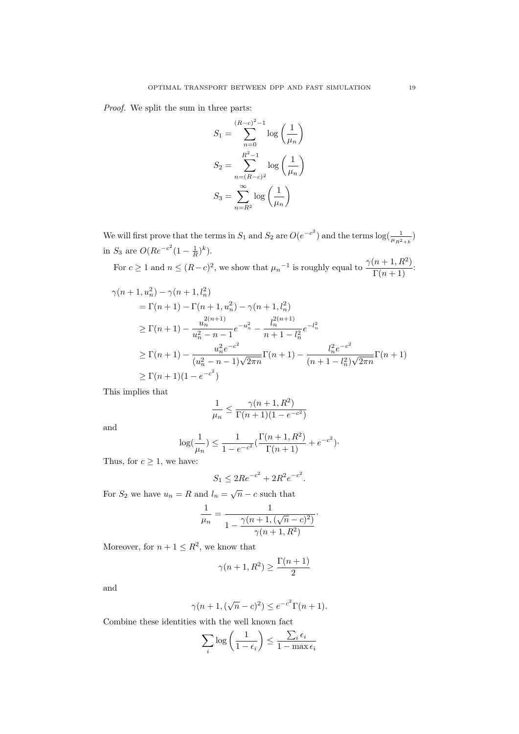*Proof.* We split the sum in three parts:

$$S_1 = \sum_{n=0}^{(R-c)^2-1} \log\left(\frac{1}{\mu_n}\right)$$

$$S_2 = \sum_{n=(R-c)^2}^{R^2-1} \log\left(\frac{1}{\mu_n}\right)$$

$$S_3 = \sum_{n=R^2}^{\infty} \log\left(\frac{1}{\mu_n}\right)$$

We will first prove that the terms in $S_1$ and $S_2$ are $O(e^{-c^2})$ and the terms $\log(\frac{1}{\mu_{R^2+k}})$ in $S_3$ are $O(Re^{-c^2}(1-\frac{1}{R})^k)$.

For $c \geq 1$ and $n \leq (R-c)^2$, we show that ${\mu_n}^{-1}$ is roughly equal to $\dfrac{\gamma(n+1,R^2)}{\Gamma(n+1)}$:

$$\begin{aligned}
&\gamma(n+1,u_n^2) - \gamma(n+1,l_n^2) \\
&= \Gamma(n+1) - \Gamma(n+1,u_n^2) - \gamma(n+1,l_n^2) \\
&\geq \Gamma(n+1) - \frac{u_n^{2(n+1)}}{u_n^2-n-1}e^{-u_n^2} - \frac{l_n^{2(n+1)}}{n+1-l_n^2}e^{-l_n^2} \\
&\geq \Gamma(n+1) - \frac{u_n^2 e^{-c^2}}{(u_n^2-n-1)\sqrt{2\pi n}}\Gamma(n+1) - \frac{l_n^2 e^{-c^2}}{(n+1-l_n^2)\sqrt{2\pi n}}\Gamma(n+1) \\
&\geq \Gamma(n+1)(1-e^{-c^2})
\end{aligned}$$

This implies that

$$\frac{1}{\mu_n} \leq \frac{\gamma(n+1,R^2)}{\Gamma(n+1)(1-e^{-c^2})}$$

and

$$\log(\frac{1}{\mu_n}) \leq \frac{1}{1-e^{-c^2}}(\frac{\Gamma(n+1,R^2)}{\Gamma(n+1)} + e^{-c^2}).$$

Thus, for $c \geq 1$, we have:

$$S_1 \leq 2Re^{-c^2} + 2R^2e^{-c^2}.$$

For $S_2$ we have $u_n = R$ and $l_n = \sqrt{n} - c$ such that

$$\frac{1}{\mu_n} = \frac{1}{1 - \dfrac{\gamma(n+1,(\sqrt{n}-c)^2)}{\gamma(n+1,R^2)}}.$$

Moreover, for $n+1 \leq R^2$, we know that

$$\gamma(n+1,R^2) \geq \frac{\Gamma(n+1)}{2}$$

and

$$\gamma(n+1,(\sqrt{n}-c)^2) \leq e^{-c^2}\Gamma(n+1).$$

Combine these identities with the well known fact

$$\sum_i \log\left(\frac{1}{1-\epsilon_i}\right) \leq \frac{\sum_i \epsilon_i}{1-\max \epsilon_i}$$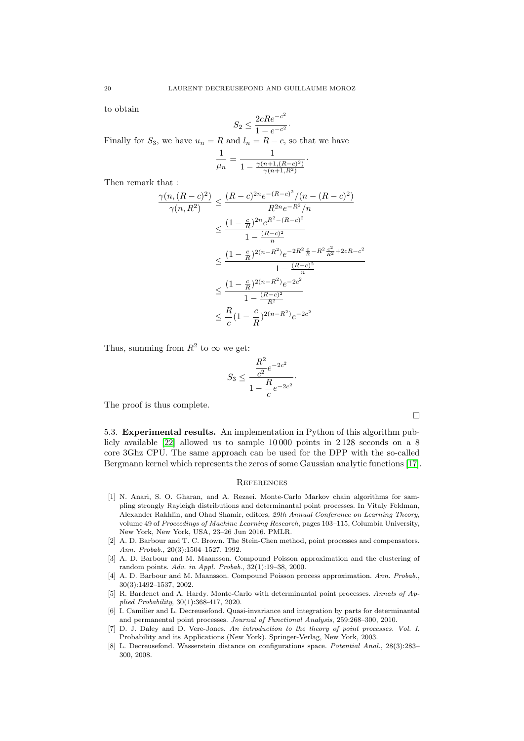to obtain

$$S_2 \le \frac{2cRe^{-c^2}}{1-e^{-c^2}}.$$

Finally for $S_3$, we have $u_n = R$ and $l_n = R - c$, so that we have

$$\frac{1}{\mu_n} = \frac{1}{1 - \frac{\gamma(n+1,(R-c)^2)}{\gamma(n+1,R^2)}}.$$

Then remark that :

$$\begin{aligned}
\frac{\gamma(n,(R-c)^2)}{\gamma(n,R^2)} &\le \frac{(R-c)^{2n}e^{-(R-c)^2}/(n-(R-c)^2)}{R^{2n}e^{-R^2}/n} \\
&\le \frac{(1-\frac{c}{R})^{2n}e^{R^2-(R-c)^2}}{1-\frac{(R-c)^2}{n}} \\
&\le \frac{(1-\frac{c}{R})^{2(n-R^2)}e^{-2R^2\frac{c}{R}-R^2\frac{c^2}{R^2}+2cR-c^2}}{1-\frac{(R-c)^2}{n}} \\
&\le \frac{(1-\frac{c}{R})^{2(n-R^2)}e^{-2c^2}}{1-\frac{(R-c)^2}{R^2}} \\
&\le \frac{R}{c}(1-\frac{c}{R})^{2(n-R^2)}e^{-2c^2}
\end{aligned}$$

Thus, summing from $R^2$ to $\infty$ we get:

$$S_3 \le \frac{\dfrac{R^2}{c^2}e^{-2c^2}}{1-\dfrac{R}{c}e^{-2c^2}}.$$

The proof is thus complete.

□

5.3. **Experimental results.** An implementation in Python of this algorithm publicly available [22] allowed us to sample 10 000 points in 2 128 seconds on a 8 core 3Ghz CPU. The same approach can be used for the DPP with the so-called Bergmann kernel which represents the zeros of some Gaussian analytic functions [17].

## References

[1] N. Anari, S. O. Gharan, and A. Rezaei. Monte-Carlo Markov chain algorithms for sampling strongly Rayleigh distributions and determinantal point processes. In Vitaly Feldman, Alexander Rakhlin, and Ohad Shamir, editors, *29th Annual Conference on Learning Theory*, volume 49 of *Proceedings of Machine Learning Research*, pages 103–115, Columbia University, New York, New York, USA, 23–26 Jun 2016. PMLR.

[2] A. D. Barbour and T. C. Brown. The Stein-Chen method, point processes and compensators. *Ann. Probab.*, 20(3):1504–1527, 1992.

[3] A. D. Barbour and M. Maansson. Compound Poisson approximation and the clustering of random points. *Adv. in Appl. Probab.*, 32(1):19–38, 2000.

[4] A. D. Barbour and M. Maansson. Compound Poisson process approximation. *Ann. Probab.*, 30(3):1492–1537, 2002.

[5] R. Bardenet and A. Hardy. Monte-Carlo with determinantal point processes. *Annals of Applied Probability*, 30(1):368-417, 2020.

[6] I. Camilier and L. Decreusefond. Quasi-invariance and integration by parts for determinantal and permanental point processes. *Journal of Functional Analysis*, 259:268–300, 2010.

[7] D. J. Daley and D. Vere-Jones. *An introduction to the theory of point processes. Vol. I*. Probability and its Applications (New York). Springer-Verlag, New York, 2003.

[8] L. Decreusefond. Wasserstein distance on configurations space. *Potential Anal.*, 28(3):283–300, 2008.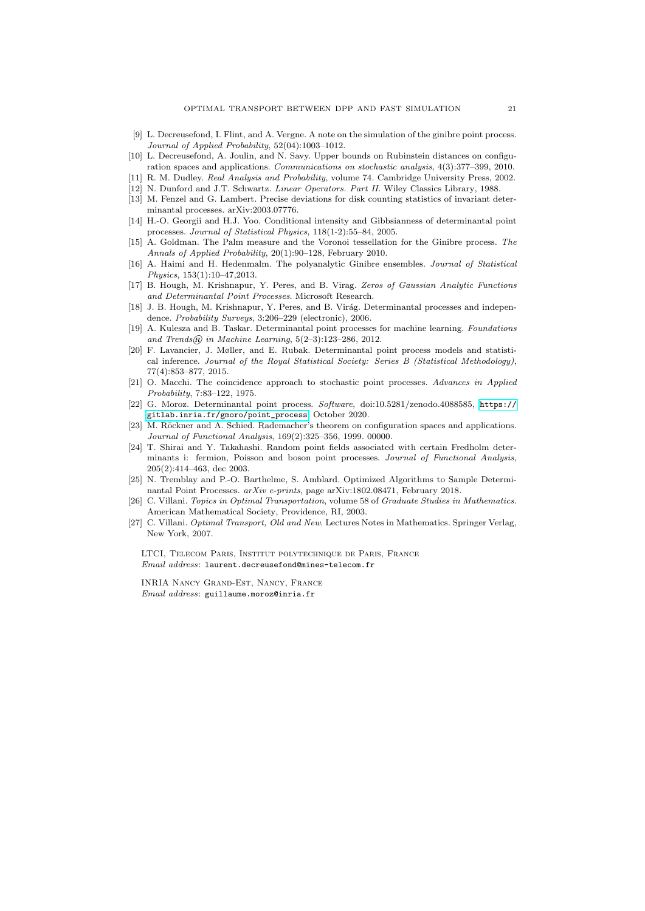[9] L. Decreusefond, I. Flint, and A. Vergne. A note on the simulation of the ginibre point process. *Journal of Applied Probability*, 52(04):1003–1012.

[10] L. Decreusefond, A. Joulin, and N. Savy. Upper bounds on Rubinstein distances on configuration spaces and applications. *Communications on stochastic analysis*, 4(3):377–399, 2010.

[11] R. M. Dudley. *Real Analysis and Probability*, volume 74. Cambridge University Press, 2002.

[12] N. Dunford and J.T. Schwartz. *Linear Operators. Part II*. Wiley Classics Library, 1988.

[13] M. Fenzel and G. Lambert. Precise deviations for disk counting statistics of invariant determinantal processes. arXiv:2003.07776.

[14] H.-O. Georgii and H.J. Yoo. Conditional intensity and Gibbsianness of determinantal point processes. *Journal of Statistical Physics*, 118(1-2):55–84, 2005.

[15] A. Goldman. The Palm measure and the Voronoi tessellation for the Ginibre process. *The Annals of Applied Probability*, 20(1):90–128, February 2010.

[16] A. Haimi and H. Hedenmalm. The polyanalytic Ginibre ensembles. *Journal of Statistical Physics*, 153(1):10–47,2013.

[17] B. Hough, M. Krishnapur, Y. Peres, and B. Virag. *Zeros of Gaussian Analytic Functions and Determinantal Point Processes*. Microsoft Research.

[18] J. B. Hough, M. Krishnapur, Y. Peres, and B. Virág. Determinantal processes and independence. *Probability Surveys*, 3:206–229 (electronic), 2006.

[19] A. Kulesza and B. Taskar. Determinantal point processes for machine learning. *Foundations and Trends® in Machine Learning*, 5(2–3):123–286, 2012.

[20] F. Lavancier, J. Møller, and E. Rubak. Determinantal point process models and statistical inference. *Journal of the Royal Statistical Society: Series B (Statistical Methodology)*, 77(4):853–877, 2015.

[21] O. Macchi. The coincidence approach to stochastic point processes. *Advances in Applied Probability*, 7:83–122, 1975.

[22] G. Moroz. Determinantal point process. *Software*, doi:10.5281/zenodo.4088585, https://gitlab.inria.fr/gmoro/point_process, October 2020.

[23] M. Röckner and A. Schied. Rademacher's theorem on configuration spaces and applications. *Journal of Functional Analysis*, 169(2):325–356, 1999. 00000.

[24] T. Shirai and Y. Takahashi. Random point fields associated with certain Fredholm determinants i: fermion, Poisson and boson point processes. *Journal of Functional Analysis*, 205(2):414–463, dec 2003.

[25] N. Tremblay and P.-O. Barthelme, S. Amblard. Optimized Algorithms to Sample Determinantal Point Processes. *arXiv e-prints*, page arXiv:1802.08471, February 2018.

[26] C. Villani. *Topics in Optimal Transportation*, volume 58 of *Graduate Studies in Mathematics*. American Mathematical Society, Providence, RI, 2003.

[27] C. Villani. *Optimal Transport, Old and New*. Lectures Notes in Mathematics. Springer Verlag, New York, 2007.

LTCI, Telecom Paris, Institut polytechnique de Paris, France
*Email address*: laurent.decreusefond@mines-telecom.fr

INRIA Nancy Grand-Est, Nancy, France
*Email address*: guillaume.moroz@inria.fr